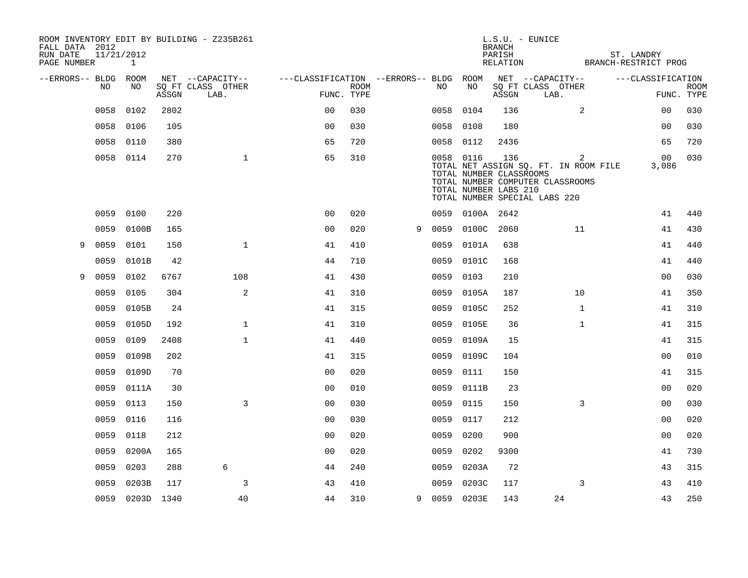ROOM INVENTORY EDIT BY BUILDING - Z235B261
FALL DATA 2012
RUN DATE 11/21/2012
PAGE NUMBER 1

L.S.U. - EUNICE
BRANCH
PARISH ST. LANDRY
RELATION BRANCH-RESTRICT PROG

| --ERRORS-- | BLDG NO | ROOM NO | NET SQ FT ASSGN | CAPACITY CLASS LAB. | CAPACITY OTHER | CLASSIFICATION FUNC. | ROOM TYPE | --ERRORS-- | BLDG NO | ROOM NO | NET SQ FT ASSGN | CAPACITY CLASS LAB. | CAPACITY OTHER | CLASSIFICATION FUNC. | ROOM TYPE |
|---|---|---|---|---|---|---|---|---|---|---|---|---|---|---|---|
| | 0058 | 0102 | 2802 | | | 00 | 030 | | 0058 | 0104 | 136 | | 2 | 00 | 030 |
| | 0058 | 0106 | 105 | | | 00 | 030 | | 0058 | 0108 | 180 | | | 00 | 030 |
| | 0058 | 0110 | 380 | | | 65 | 720 | | 0058 | 0112 | 2436 | | | 65 | 720 |
| | 0058 | 0114 | 270 | | 1 | 65 | 310 | | 0058 | 0116 | 136 | | 2 | 00 | 030 |

TOTAL NET ASSIGN SQ. FT. IN ROOM FILE 3,086
TOTAL NUMBER CLASSROOMS
TOTAL NUMBER COMPUTER CLASSROOMS
TOTAL NUMBER LABS 210
TOTAL NUMBER SPECIAL LABS 220

| --ERRORS-- | BLDG NO | ROOM NO | NET SQ FT ASSGN | CAPACITY CLASS LAB. | CAPACITY OTHER | CLASSIFICATION FUNC. | ROOM TYPE | --ERRORS-- | BLDG NO | ROOM NO | NET SQ FT ASSGN | CAPACITY CLASS LAB. | CAPACITY OTHER | CLASSIFICATION FUNC. | ROOM TYPE |
|---|---|---|---|---|---|---|---|---|---|---|---|---|---|---|---|
| | 0059 | 0100 | 220 | | | 00 | 020 | | 0059 | 0100A | 2642 | | | 41 | 440 |
| | 0059 | 0100B | 165 | | | 00 | 020 | 9 | 0059 | 0100C | 2060 | | 11 | 41 | 430 |
| 9 | 0059 | 0101 | 150 | | 1 | 41 | 410 | | 0059 | 0101A | 638 | | | 41 | 440 |
| | 0059 | 0101B | 42 | | | 44 | 710 | | 0059 | 0101C | 168 | | | 41 | 440 |
| 9 | 0059 | 0102 | 6767 | | 108 | 41 | 430 | | 0059 | 0103 | 210 | | | 00 | 030 |
| | 0059 | 0105 | 304 | | 2 | 41 | 310 | | 0059 | 0105A | 187 | | 10 | 41 | 350 |
| | 0059 | 0105B | 24 | | | 41 | 315 | | 0059 | 0105C | 252 | | 1 | 41 | 310 |
| | 0059 | 0105D | 192 | | 1 | 41 | 310 | | 0059 | 0105E | 36 | | 1 | 41 | 315 |
| | 0059 | 0109 | 2408 | | 1 | 41 | 440 | | 0059 | 0109A | 15 | | | 41 | 315 |
| | 0059 | 0109B | 202 | | | 41 | 315 | | 0059 | 0109C | 104 | | | 00 | 010 |
| | 0059 | 0109D | 70 | | | 00 | 020 | | 0059 | 0111 | 150 | | | 41 | 315 |
| | 0059 | 0111A | 30 | | | 00 | 010 | | 0059 | 0111B | 23 | | | 00 | 020 |
| | 0059 | 0113 | 150 | | 3 | 00 | 030 | | 0059 | 0115 | 150 | | 3 | 00 | 030 |
| | 0059 | 0116 | 116 | | | 00 | 030 | | 0059 | 0117 | 212 | | | 00 | 020 |
| | 0059 | 0118 | 212 | | | 00 | 020 | | 0059 | 0200 | 900 | | | 00 | 020 |
| | 0059 | 0200A | 165 | | | 00 | 020 | | 0059 | 0202 | 9300 | | | 41 | 730 |
| | 0059 | 0203 | 288 | 6 | | 44 | 240 | | 0059 | 0203A | 72 | | | 43 | 315 |
| | 0059 | 0203B | 117 | | 3 | 43 | 410 | | 0059 | 0203C | 117 | | 3 | 43 | 410 |
| | 0059 | 0203D | 1340 | | 40 | 44 | 310 | 9 | 0059 | 0203E | 143 | 24 | | 43 | 250 |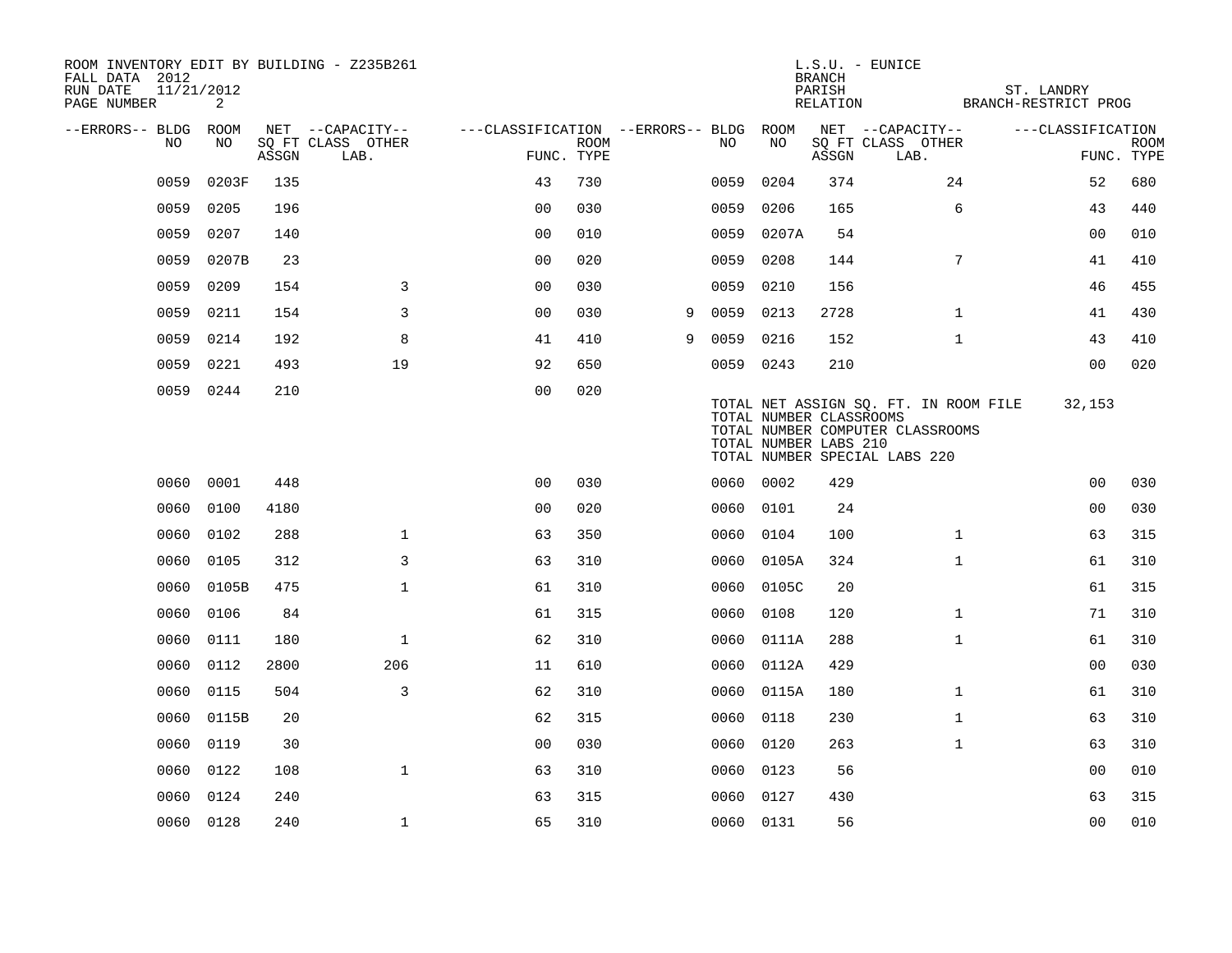ROOM INVENTORY EDIT BY BUILDING - Z235B261
FALL DATA 2012
RUN DATE 11/21/2012
PAGE NUMBER 2

L.S.U. - EUNICE
BRANCH
PARISH ST. LANDRY
RELATION BRANCH-RESTRICT PROG

| --ERRORS-- | BLDG NO | ROOM NO | NET ASSGN SQ FT | CAPACITY CLASS | CAPACITY OTHER LAB. | CLASSIFICATION FUNC. | ROOM TYPE | --ERRORS-- | BLDG NO | ROOM NO | NET ASSGN SQ FT | CAPACITY CLASS | CAPACITY OTHER LAB. | CLASSIFICATION FUNC. | ROOM TYPE |
|---|---|---|---|---|---|---|---|---|---|---|---|---|---|---|---|
| | 0059 | 0203F | 135 | | | 43 | 730 | | 0059 | 0204 | 374 | | 24 | 52 | 680 |
| | 0059 | 0205 | 196 | | | 00 | 030 | | 0059 | 0206 | 165 | | 6 | 43 | 440 |
| | 0059 | 0207 | 140 | | | 00 | 010 | | 0059 | 0207A | 54 | | | 00 | 010 |
| | 0059 | 0207B | 23 | | | 00 | 020 | | 0059 | 0208 | 144 | | 7 | 41 | 410 |
| | 0059 | 0209 | 154 | | 3 | 00 | 030 | | 0059 | 0210 | 156 | | | 46 | 455 |
| | 0059 | 0211 | 154 | | 3 | 00 | 030 | 9 | 0059 | 0213 | 2728 | | 1 | 41 | 430 |
| | 0059 | 0214 | 192 | | 8 | 41 | 410 | 9 | 0059 | 0216 | 152 | | 1 | 43 | 410 |
| | 0059 | 0221 | 493 | | 19 | 92 | 650 | | 0059 | 0243 | 210 | | | 00 | 020 |
| | 0059 | 0244 | 210 | | | 00 | 020 | | | | | | | | |

TOTAL NET ASSIGN SQ. FT. IN ROOM FILE 32,153
TOTAL NUMBER CLASSROOMS
TOTAL NUMBER COMPUTER CLASSROOMS
TOTAL NUMBER LABS 210
TOTAL NUMBER SPECIAL LABS 220

| --ERRORS-- | BLDG NO | ROOM NO | NET ASSGN SQ FT | CAPACITY CLASS | CAPACITY OTHER LAB. | CLASSIFICATION FUNC. | ROOM TYPE | --ERRORS-- | BLDG NO | ROOM NO | NET ASSGN SQ FT | CAPACITY CLASS | CAPACITY OTHER LAB. | CLASSIFICATION FUNC. | ROOM TYPE |
|---|---|---|---|---|---|---|---|---|---|---|---|---|---|---|---|
| | 0060 | 0001 | 448 | | | 00 | 030 | | 0060 | 0002 | 429 | | | 00 | 030 |
| | 0060 | 0100 | 4180 | | | 00 | 020 | | 0060 | 0101 | 24 | | | 00 | 030 |
| | 0060 | 0102 | 288 | | 1 | 63 | 350 | | 0060 | 0104 | 100 | | 1 | 63 | 315 |
| | 0060 | 0105 | 312 | | 3 | 63 | 310 | | 0060 | 0105A | 324 | | 1 | 61 | 310 |
| | 0060 | 0105B | 475 | | 1 | 61 | 310 | | 0060 | 0105C | 20 | | | 61 | 315 |
| | 0060 | 0106 | 84 | | | 61 | 315 | | 0060 | 0108 | 120 | | 1 | 71 | 310 |
| | 0060 | 0111 | 180 | | 1 | 62 | 310 | | 0060 | 0111A | 288 | | 1 | 61 | 310 |
| | 0060 | 0112 | 2800 | | 206 | 11 | 610 | | 0060 | 0112A | 429 | | | 00 | 030 |
| | 0060 | 0115 | 504 | | 3 | 62 | 310 | | 0060 | 0115A | 180 | | 1 | 61 | 310 |
| | 0060 | 0115B | 20 | | | 62 | 315 | | 0060 | 0118 | 230 | | 1 | 63 | 310 |
| | 0060 | 0119 | 30 | | | 00 | 030 | | 0060 | 0120 | 263 | | 1 | 63 | 310 |
| | 0060 | 0122 | 108 | | 1 | 63 | 310 | | 0060 | 0123 | 56 | | | 00 | 010 |
| | 0060 | 0124 | 240 | | | 63 | 315 | | 0060 | 0127 | 430 | | | 63 | 315 |
| | 0060 | 0128 | 240 | | 1 | 65 | 310 | | 0060 | 0131 | 56 | | | 00 | 010 |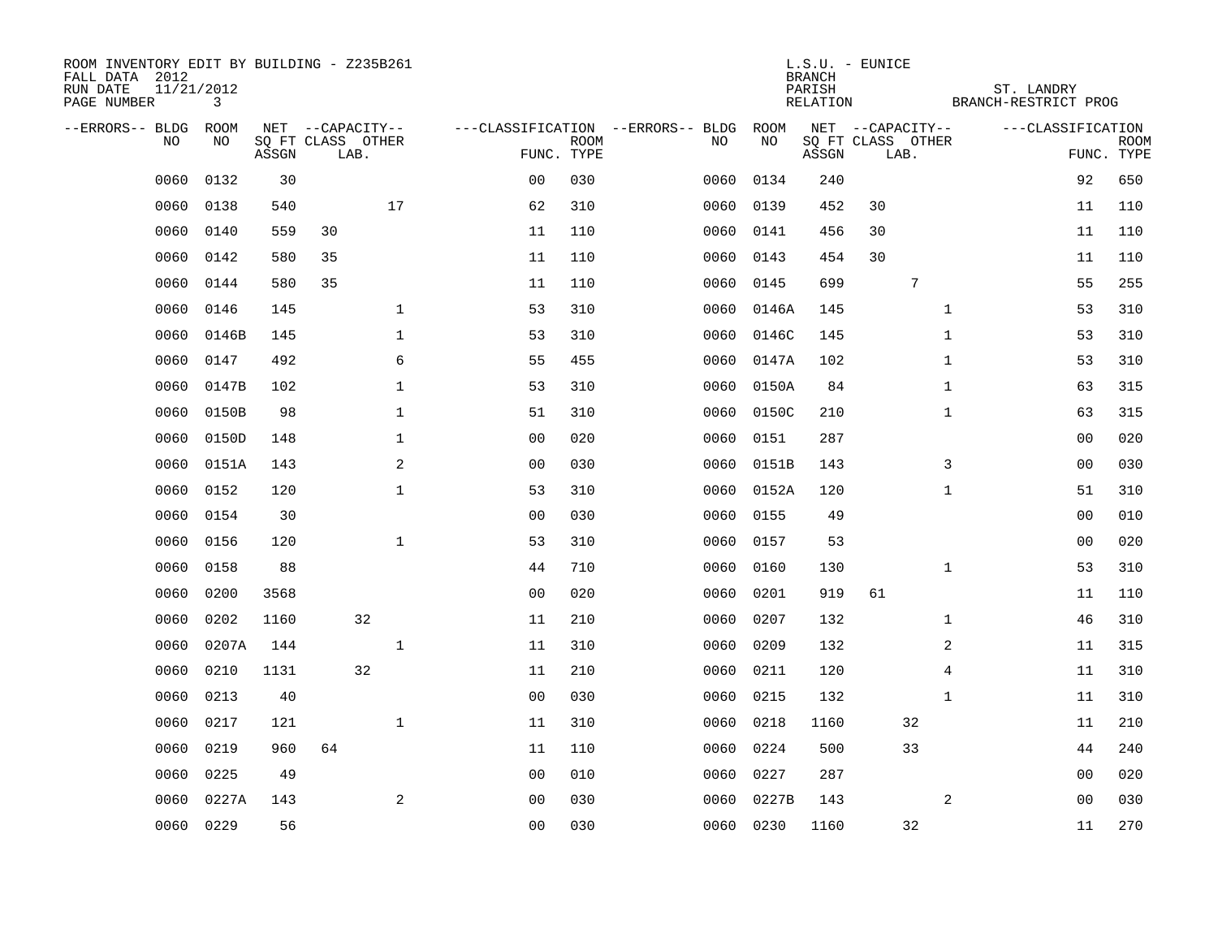ROOM INVENTORY EDIT BY BUILDING - Z235B261
FALL DATA 2012
RUN DATE 11/21/2012
PAGE NUMBER 3

L.S.U. - EUNICE
BRANCH
PARISH ST. LANDRY
RELATION BRANCH-RESTRICT PROG

| --ERRORS-- | BLDG NO | ROOM NO | NET ASSGN SQ FT | CAPACITY CLASS | CAPACITY LAB. | CAPACITY OTHER | FUNC. | ROOM TYPE | --ERRORS-- | BLDG NO | ROOM NO | NET ASSGN SQ FT | CAPACITY CLASS | CAPACITY LAB. | CAPACITY OTHER | FUNC. | ROOM TYPE |
|---|---|---|---|---|---|---|---|---|---|---|---|---|---|---|---|---|---|
| | 0060 | 0132 | 30 | | | | 00 | 030 | | 0060 | 0134 | 240 | | | | 92 | 650 |
| | 0060 | 0138 | 540 | | | 17 | 62 | 310 | | 0060 | 0139 | 452 | 30 | | | 11 | 110 |
| | 0060 | 0140 | 559 | 30 | | | 11 | 110 | | 0060 | 0141 | 456 | 30 | | | 11 | 110 |
| | 0060 | 0142 | 580 | 35 | | | 11 | 110 | | 0060 | 0143 | 454 | 30 | | | 11 | 110 |
| | 0060 | 0144 | 580 | 35 | | | 11 | 110 | | 0060 | 0145 | 699 | | 7 | | 55 | 255 |
| | 0060 | 0146 | 145 | | | 1 | 53 | 310 | | 0060 | 0146A | 145 | | | 1 | 53 | 310 |
| | 0060 | 0146B | 145 | | | 1 | 53 | 310 | | 0060 | 0146C | 145 | | | 1 | 53 | 310 |
| | 0060 | 0147 | 492 | | | 6 | 55 | 455 | | 0060 | 0147A | 102 | | | 1 | 53 | 310 |
| | 0060 | 0147B | 102 | | | 1 | 53 | 310 | | 0060 | 0150A | 84 | | | 1 | 63 | 315 |
| | 0060 | 0150B | 98 | | | 1 | 51 | 310 | | 0060 | 0150C | 210 | | | 1 | 63 | 315 |
| | 0060 | 0150D | 148 | | | 1 | 00 | 020 | | 0060 | 0151 | 287 | | | | 00 | 020 |
| | 0060 | 0151A | 143 | | | 2 | 00 | 030 | | 0060 | 0151B | 143 | | | 3 | 00 | 030 |
| | 0060 | 0152 | 120 | | | 1 | 53 | 310 | | 0060 | 0152A | 120 | | | 1 | 51 | 310 |
| | 0060 | 0154 | 30 | | | | 00 | 030 | | 0060 | 0155 | 49 | | | | 00 | 010 |
| | 0060 | 0156 | 120 | | | 1 | 53 | 310 | | 0060 | 0157 | 53 | | | | 00 | 020 |
| | 0060 | 0158 | 88 | | | | 44 | 710 | | 0060 | 0160 | 130 | | | 1 | 53 | 310 |
| | 0060 | 0200 | 3568 | | | | 00 | 020 | | 0060 | 0201 | 919 | 61 | | | 11 | 110 |
| | 0060 | 0202 | 1160 | | 32 | | 11 | 210 | | 0060 | 0207 | 132 | | | 1 | 46 | 310 |
| | 0060 | 0207A | 144 | | | 1 | 11 | 310 | | 0060 | 0209 | 132 | | | 2 | 11 | 315 |
| | 0060 | 0210 | 1131 | | 32 | | 11 | 210 | | 0060 | 0211 | 120 | | | 4 | 11 | 310 |
| | 0060 | 0213 | 40 | | | | 00 | 030 | | 0060 | 0215 | 132 | | | 1 | 11 | 310 |
| | 0060 | 0217 | 121 | | | 1 | 11 | 310 | | 0060 | 0218 | 1160 | | 32 | | 11 | 210 |
| | 0060 | 0219 | 960 | 64 | | | 11 | 110 | | 0060 | 0224 | 500 | | 33 | | 44 | 240 |
| | 0060 | 0225 | 49 | | | | 00 | 010 | | 0060 | 0227 | 287 | | | | 00 | 020 |
| | 0060 | 0227A | 143 | | | 2 | 00 | 030 | | 0060 | 0227B | 143 | | | 2 | 00 | 030 |
| | 0060 | 0229 | 56 | | | | 00 | 030 | | 0060 | 0230 | 1160 | | 32 | | 11 | 270 |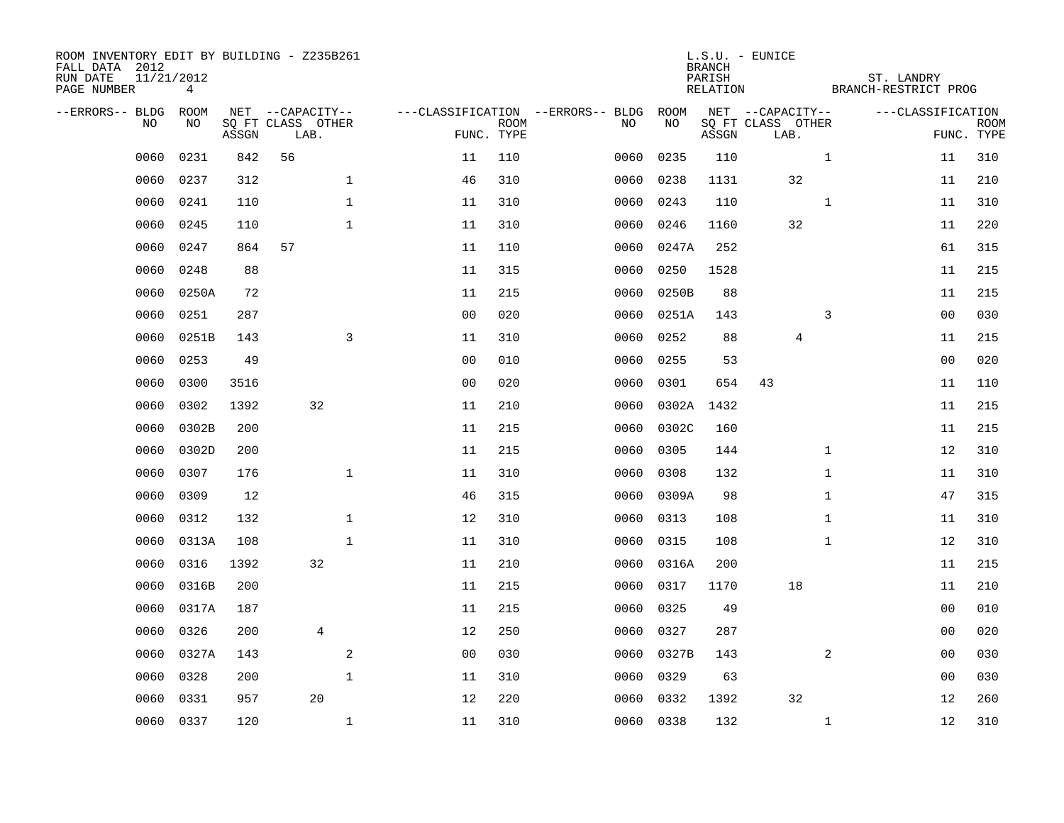ROOM INVENTORY EDIT BY BUILDING - Z235B261
FALL DATA 2012
RUN DATE 11/21/2012
PAGE NUMBER 4

L.S.U. - EUNICE
BRANCH
PARISH ST. LANDRY
RELATION BRANCH-RESTRICT PROG

| --ERRORS-- | BLDG NO | ROOM NO | NET SQ FT ASSGN | --CAPACITY-- CLASS LAB. | OTHER | ---CLASSIFICATION FUNC. | ROOM TYPE | --ERRORS-- | BLDG NO | ROOM NO | NET SQ FT ASSGN | --CAPACITY-- CLASS LAB. | OTHER | ---CLASSIFICATION FUNC. | ROOM TYPE |
|---|---|---|---|---|---|---|---|---|---|---|---|---|---|---|---|
| | 0060 | 0231 | 842 | 56 | | 11 | 110 | | 0060 | 0235 | 110 | | 1 | 11 | 310 |
| | 0060 | 0237 | 312 | | 1 | 46 | 310 | | 0060 | 0238 | 1131 | 32 | | 11 | 210 |
| | 0060 | 0241 | 110 | | 1 | 11 | 310 | | 0060 | 0243 | 110 | | 1 | 11 | 310 |
| | 0060 | 0245 | 110 | | 1 | 11 | 310 | | 0060 | 0246 | 1160 | 32 | | 11 | 220 |
| | 0060 | 0247 | 864 | 57 | | 11 | 110 | | 0060 | 0247A | 252 | | | 61 | 315 |
| | 0060 | 0248 | 88 | | | 11 | 315 | | 0060 | 0250 | 1528 | | | 11 | 215 |
| | 0060 | 0250A | 72 | | | 11 | 215 | | 0060 | 0250B | 88 | | | 11 | 215 |
| | 0060 | 0251 | 287 | | | 00 | 020 | | 0060 | 0251A | 143 | | 3 | 00 | 030 |
| | 0060 | 0251B | 143 | | 3 | 11 | 310 | | 0060 | 0252 | 88 | 4 | | 11 | 215 |
| | 0060 | 0253 | 49 | | | 00 | 010 | | 0060 | 0255 | 53 | | | 00 | 020 |
| | 0060 | 0300 | 3516 | | | 00 | 020 | | 0060 | 0301 | 654 | 43 | | 11 | 110 |
| | 0060 | 0302 | 1392 | 32 | | 11 | 210 | | 0060 | 0302A | 1432 | | | 11 | 215 |
| | 0060 | 0302B | 200 | | | 11 | 215 | | 0060 | 0302C | 160 | | | 11 | 215 |
| | 0060 | 0302D | 200 | | | 11 | 215 | | 0060 | 0305 | 144 | | 1 | 12 | 310 |
| | 0060 | 0307 | 176 | | 1 | 11 | 310 | | 0060 | 0308 | 132 | | 1 | 11 | 310 |
| | 0060 | 0309 | 12 | | | 46 | 315 | | 0060 | 0309A | 98 | | 1 | 47 | 315 |
| | 0060 | 0312 | 132 | | 1 | 12 | 310 | | 0060 | 0313 | 108 | | 1 | 11 | 310 |
| | 0060 | 0313A | 108 | | 1 | 11 | 310 | | 0060 | 0315 | 108 | | 1 | 12 | 310 |
| | 0060 | 0316 | 1392 | 32 | | 11 | 210 | | 0060 | 0316A | 200 | | | 11 | 215 |
| | 0060 | 0316B | 200 | | | 11 | 215 | | 0060 | 0317 | 1170 | 18 | | 11 | 210 |
| | 0060 | 0317A | 187 | | | 11 | 215 | | 0060 | 0325 | 49 | | | 00 | 010 |
| | 0060 | 0326 | 200 | 4 | | 12 | 250 | | 0060 | 0327 | 287 | | | 00 | 020 |
| | 0060 | 0327A | 143 | | 2 | 00 | 030 | | 0060 | 0327B | 143 | | 2 | 00 | 030 |
| | 0060 | 0328 | 200 | | 1 | 11 | 310 | | 0060 | 0329 | 63 | | | 00 | 030 |
| | 0060 | 0331 | 957 | 20 | | 12 | 220 | | 0060 | 0332 | 1392 | 32 | | 12 | 260 |
| | 0060 | 0337 | 120 | | 1 | 11 | 310 | | 0060 | 0338 | 132 | | 1 | 12 | 310 |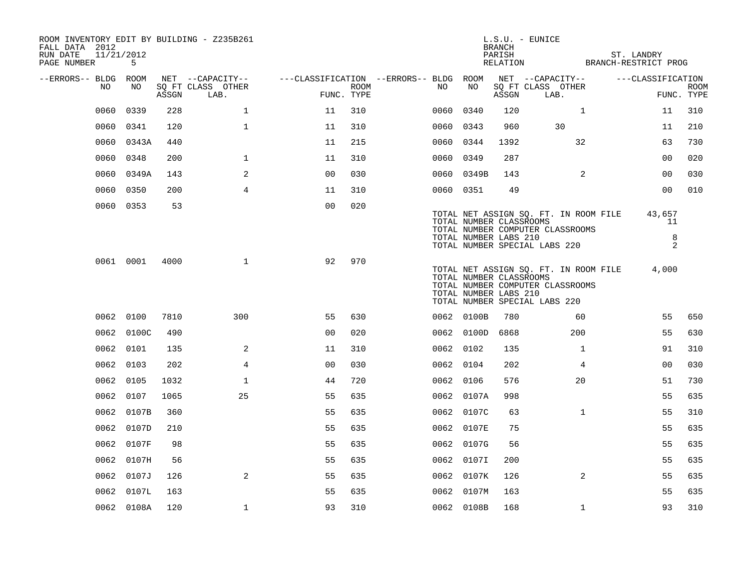ROOM INVENTORY EDIT BY BUILDING - Z235B261
FALL DATA 2012
RUN DATE 11/21/2012

L.S.U. - EUNICE
BRANCH
PARISH ST. LANDRY
RELATION BRANCH-RESTRICT PROG

| --ERRORS-- | BLDG NO | ROOM NO | NET ASSGN SQ FT | CAPACITY CLASS LAB. | CAPACITY OTHER | CLASSIFICATION FUNC. | ROOM TYPE | --ERRORS-- | BLDG NO | ROOM NO | NET ASSGN SQ FT | CAPACITY CLASS LAB. | CAPACITY OTHER | CLASSIFICATION FUNC. | ROOM TYPE |
|---|---|---|---|---|---|---|---|---|---|---|---|---|---|---|---|
| | 0060 | 0339 | 228 | | 1 | 11 | 310 | | 0060 | 0340 | 120 | | 1 | 11 | 310 |
| | 0060 | 0341 | 120 | | 1 | 11 | 310 | | 0060 | 0343 | 960 | 30 | | 11 | 210 |
| | 0060 | 0343A | 440 | | | 11 | 215 | | 0060 | 0344 | 1392 | | 32 | 63 | 730 |
| | 0060 | 0348 | 200 | | 1 | 11 | 310 | | 0060 | 0349 | 287 | | | 00 | 020 |
| | 0060 | 0349A | 143 | | 2 | 00 | 030 | | 0060 | 0349B | 143 | | 2 | 00 | 030 |
| | 0060 | 0350 | 200 | | 4 | 11 | 310 | | 0060 | 0351 | 49 | | | 00 | 010 |
| | 0060 | 0353 | 53 | | | 00 | 020 | | | | | | | | |

TOTAL NET ASSIGN SQ. FT. IN ROOM FILE 43,657
TOTAL NUMBER CLASSROOMS 11
TOTAL NUMBER COMPUTER CLASSROOMS
TOTAL NUMBER LABS 210 8
TOTAL NUMBER SPECIAL LABS 220 2

| --ERRORS-- | BLDG NO | ROOM NO | NET ASSGN SQ FT | CAPACITY CLASS LAB. | CAPACITY OTHER | CLASSIFICATION FUNC. | ROOM TYPE |
|---|---|---|---|---|---|---|---|
| | 0061 | 0001 | 4000 | | 1 | 92 | 970 |

TOTAL NET ASSIGN SQ. FT. IN ROOM FILE 4,000
TOTAL NUMBER CLASSROOMS
TOTAL NUMBER COMPUTER CLASSROOMS
TOTAL NUMBER LABS 210
TOTAL NUMBER SPECIAL LABS 220

| --ERRORS-- | BLDG NO | ROOM NO | NET ASSGN SQ FT | CAPACITY CLASS LAB. | CAPACITY OTHER | CLASSIFICATION FUNC. | ROOM TYPE | --ERRORS-- | BLDG NO | ROOM NO | NET ASSGN SQ FT | CAPACITY CLASS LAB. | CAPACITY OTHER | CLASSIFICATION FUNC. | ROOM TYPE |
|---|---|---|---|---|---|---|---|---|---|---|---|---|---|---|---|
| | 0062 | 0100 | 7810 | | 300 | 55 | 630 | | 0062 | 0100B | 780 | | 60 | 55 | 650 |
| | 0062 | 0100C | 490 | | | 00 | 020 | | 0062 | 0100D | 6868 | | 200 | 55 | 630 |
| | 0062 | 0101 | 135 | | 2 | 11 | 310 | | 0062 | 0102 | 135 | | 1 | 91 | 310 |
| | 0062 | 0103 | 202 | | 4 | 00 | 030 | | 0062 | 0104 | 202 | | 4 | 00 | 030 |
| | 0062 | 0105 | 1032 | | 1 | 44 | 720 | | 0062 | 0106 | 576 | | 20 | 51 | 730 |
| | 0062 | 0107 | 1065 | | 25 | 55 | 635 | | 0062 | 0107A | 998 | | | 55 | 635 |
| | 0062 | 0107B | 360 | | | 55 | 635 | | 0062 | 0107C | 63 | | 1 | 55 | 310 |
| | 0062 | 0107D | 210 | | | 55 | 635 | | 0062 | 0107E | 75 | | | 55 | 635 |
| | 0062 | 0107F | 98 | | | 55 | 635 | | 0062 | 0107G | 56 | | | 55 | 635 |
| | 0062 | 0107H | 56 | | | 55 | 635 | | 0062 | 0107I | 200 | | | 55 | 635 |
| | 0062 | 0107J | 126 | | 2 | 55 | 635 | | 0062 | 0107K | 126 | | 2 | 55 | 635 |
| | 0062 | 0107L | 163 | | | 55 | 635 | | 0062 | 0107M | 163 | | | 55 | 635 |
| | 0062 | 0108A | 120 | | 1 | 93 | 310 | | 0062 | 0108B | 168 | | 1 | 93 | 310 |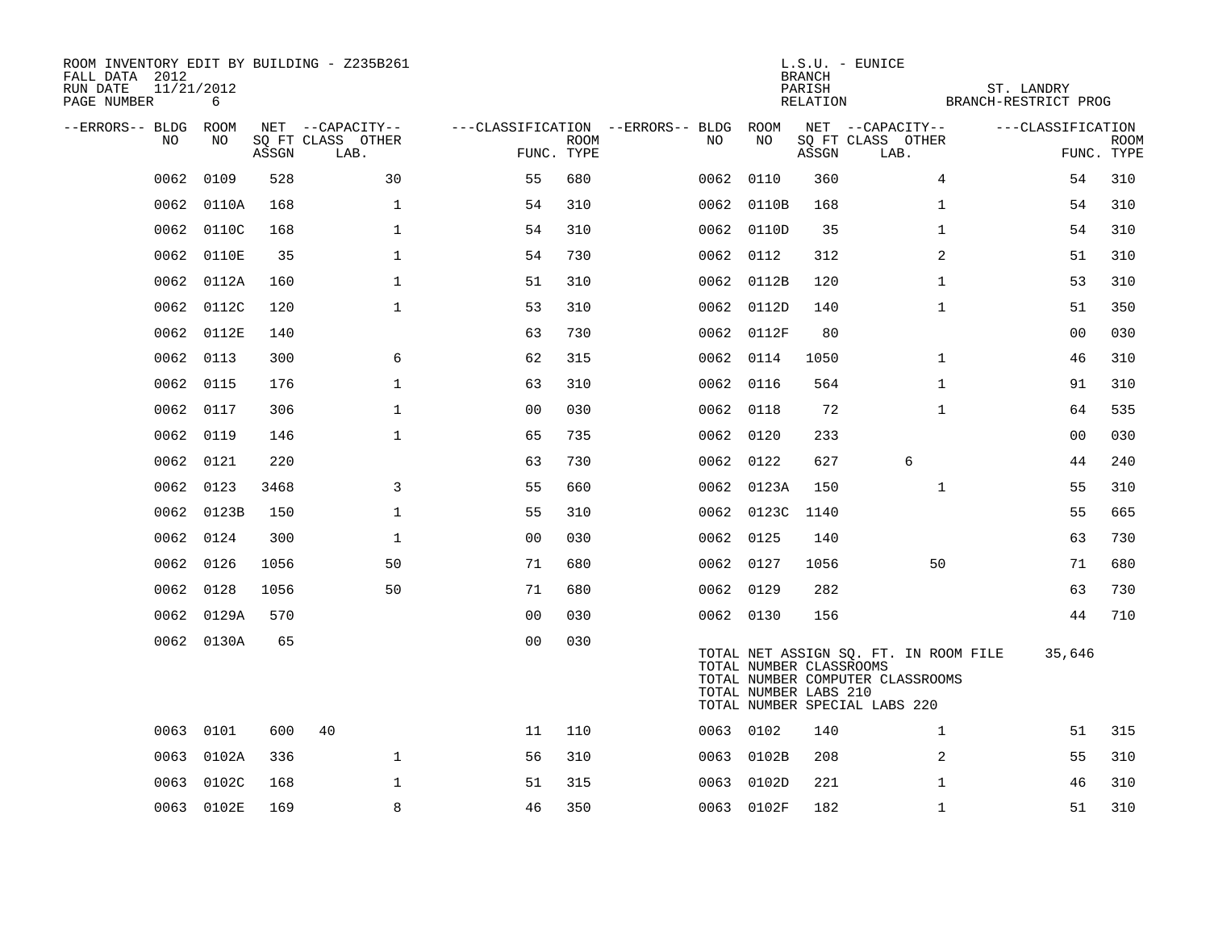ROOM INVENTORY EDIT BY BUILDING - Z235B261
FALL DATA 2012
RUN DATE 11/21/2012
PAGE NUMBER 6

L.S.U. - EUNICE
BRANCH
PARISH ST. LANDRY
RELATION BRANCH-RESTRICT PROG

| --ERRORS-- | BLDG NO | ROOM NO | NET SQ FT ASSGN | CLASS | LAB. | OTHER | FUNC. | ROOM TYPE | --ERRORS-- | BLDG NO | ROOM NO | NET SQ FT ASSGN | CLASS | LAB. | OTHER | FUNC. | ROOM TYPE |
|---|---|---|---|---|---|---|---|---|---|---|---|---|---|---|---|---|---|
| | 0062 | 0109 | 528 | | | 30 | 55 | 680 | | 0062 | 0110 | 360 | | | 4 | 54 | 310 |
| | 0062 | 0110A | 168 | | | 1 | 54 | 310 | | 0062 | 0110B | 168 | | | 1 | 54 | 310 |
| | 0062 | 0110C | 168 | | | 1 | 54 | 310 | | 0062 | 0110D | 35 | | | 1 | 54 | 310 |
| | 0062 | 0110E | 35 | | | 1 | 54 | 730 | | 0062 | 0112 | 312 | | | 2 | 51 | 310 |
| | 0062 | 0112A | 160 | | | 1 | 51 | 310 | | 0062 | 0112B | 120 | | | 1 | 53 | 310 |
| | 0062 | 0112C | 120 | | | 1 | 53 | 310 | | 0062 | 0112D | 140 | | | 1 | 51 | 350 |
| | 0062 | 0112E | 140 | | | | 63 | 730 | | 0062 | 0112F | 80 | | | | 00 | 030 |
| | 0062 | 0113 | 300 | | | 6 | 62 | 315 | | 0062 | 0114 | 1050 | | | 1 | 46 | 310 |
| | 0062 | 0115 | 176 | | | 1 | 63 | 310 | | 0062 | 0116 | 564 | | | 1 | 91 | 310 |
| | 0062 | 0117 | 306 | | | 1 | 00 | 030 | | 0062 | 0118 | 72 | | | 1 | 64 | 535 |
| | 0062 | 0119 | 146 | | | 1 | 65 | 735 | | 0062 | 0120 | 233 | | | | 00 | 030 |
| | 0062 | 0121 | 220 | | | | 63 | 730 | | 0062 | 0122 | 627 | | 6 | | 44 | 240 |
| | 0062 | 0123 | 3468 | | | 3 | 55 | 660 | | 0062 | 0123A | 150 | | | 1 | 55 | 310 |
| | 0062 | 0123B | 150 | | | 1 | 55 | 310 | | 0062 | 0123C | 1140 | | | | 55 | 665 |
| | 0062 | 0124 | 300 | | | 1 | 00 | 030 | | 0062 | 0125 | 140 | | | | 63 | 730 |
| | 0062 | 0126 | 1056 | | | 50 | 71 | 680 | | 0062 | 0127 | 1056 | | | 50 | 71 | 680 |
| | 0062 | 0128 | 1056 | | | 50 | 71 | 680 | | 0062 | 0129 | 282 | | | | 63 | 730 |
| | 0062 | 0129A | 570 | | | | 00 | 030 | | 0062 | 0130 | 156 | | | | 44 | 710 |
| | 0062 | 0130A | 65 | | | | 00 | 030 | | | | | | | | | |

TOTAL NET ASSIGN SQ. FT. IN ROOM FILE 35,646
TOTAL NUMBER CLASSROOMS
TOTAL NUMBER COMPUTER CLASSROOMS
TOTAL NUMBER LABS 210
TOTAL NUMBER SPECIAL LABS 220

| --ERRORS-- | BLDG NO | ROOM NO | NET SQ FT ASSGN | CLASS | LAB. | OTHER | FUNC. | ROOM TYPE | --ERRORS-- | BLDG NO | ROOM NO | NET SQ FT ASSGN | CLASS | LAB. | OTHER | FUNC. | ROOM TYPE |
|---|---|---|---|---|---|---|---|---|---|---|---|---|---|---|---|---|---|
| | 0063 | 0101 | 600 | 40 | | | 11 | 110 | | 0063 | 0102 | 140 | | | 1 | 51 | 315 |
| | 0063 | 0102A | 336 | | | 1 | 56 | 310 | | 0063 | 0102B | 208 | | | 2 | 55 | 310 |
| | 0063 | 0102C | 168 | | | 1 | 51 | 315 | | 0063 | 0102D | 221 | | | 1 | 46 | 310 |
| | 0063 | 0102E | 169 | | | 8 | 46 | 350 | | 0063 | 0102F | 182 | | | 1 | 51 | 310 |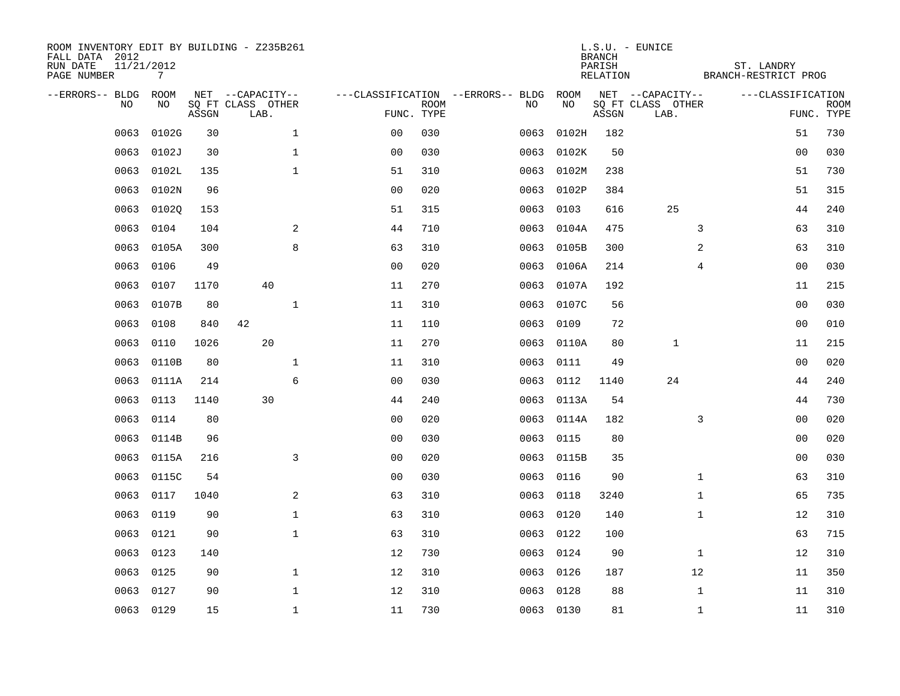ROOM INVENTORY EDIT BY BUILDING - Z235B261
FALL DATA 2012
RUN DATE 11/21/2012
PAGE NUMBER 7

L.S.U. - EUNICE
BRANCH
PARISH ST. LANDRY
RELATION BRANCH-RESTRICT PROG

| --ERRORS-- | BLDG NO | ROOM NO | NET SQ FT ASSGN | CAPACITY CLASS | CAPACITY LAB. | CAPACITY OTHER | CLASSIFICATION FUNC. | ROOM TYPE | --ERRORS-- | BLDG NO | ROOM NO | NET SQ FT ASSGN | CAPACITY CLASS | CAPACITY LAB. | CAPACITY OTHER | CLASSIFICATION FUNC. | ROOM TYPE |
|---|---|---|---|---|---|---|---|---|---|---|---|---|---|---|---|---|---|
| | 0063 | 0102G | 30 | | | 1 | 00 | 030 | | 0063 | 0102H | 182 | | | | 51 | 730 |
| | 0063 | 0102J | 30 | | | 1 | 00 | 030 | | 0063 | 0102K | 50 | | | | 00 | 030 |
| | 0063 | 0102L | 135 | | | 1 | 51 | 310 | | 0063 | 0102M | 238 | | | | 51 | 730 |
| | 0063 | 0102N | 96 | | | | 00 | 020 | | 0063 | 0102P | 384 | | | | 51 | 315 |
| | 0063 | 0102Q | 153 | | | | 51 | 315 | | 0063 | 0103 | 616 | | 25 | | 44 | 240 |
| | 0063 | 0104 | 104 | | | 2 | 44 | 710 | | 0063 | 0104A | 475 | | | 3 | 63 | 310 |
| | 0063 | 0105A | 300 | | | 8 | 63 | 310 | | 0063 | 0105B | 300 | | | 2 | 63 | 310 |
| | 0063 | 0106 | 49 | | | | 00 | 020 | | 0063 | 0106A | 214 | | | 4 | 00 | 030 |
| | 0063 | 0107 | 1170 | | 40 | | 11 | 270 | | 0063 | 0107A | 192 | | | | 11 | 215 |
| | 0063 | 0107B | 80 | | | 1 | 11 | 310 | | 0063 | 0107C | 56 | | | | 00 | 030 |
| | 0063 | 0108 | 840 | 42 | | | 11 | 110 | | 0063 | 0109 | 72 | | | | 00 | 010 |
| | 0063 | 0110 | 1026 | | 20 | | 11 | 270 | | 0063 | 0110A | 80 | | 1 | | 11 | 215 |
| | 0063 | 0110B | 80 | | | 1 | 11 | 310 | | 0063 | 0111 | 49 | | | | 00 | 020 |
| | 0063 | 0111A | 214 | | | 6 | 00 | 030 | | 0063 | 0112 | 1140 | | 24 | | 44 | 240 |
| | 0063 | 0113 | 1140 | | 30 | | 44 | 240 | | 0063 | 0113A | 54 | | | | 44 | 730 |
| | 0063 | 0114 | 80 | | | | 00 | 020 | | 0063 | 0114A | 182 | | | 3 | 00 | 020 |
| | 0063 | 0114B | 96 | | | | 00 | 030 | | 0063 | 0115 | 80 | | | | 00 | 020 |
| | 0063 | 0115A | 216 | | | 3 | 00 | 020 | | 0063 | 0115B | 35 | | | | 00 | 030 |
| | 0063 | 0115C | 54 | | | | 00 | 030 | | 0063 | 0116 | 90 | | | 1 | 63 | 310 |
| | 0063 | 0117 | 1040 | | | 2 | 63 | 310 | | 0063 | 0118 | 3240 | | | 1 | 65 | 735 |
| | 0063 | 0119 | 90 | | | 1 | 63 | 310 | | 0063 | 0120 | 140 | | | 1 | 12 | 310 |
| | 0063 | 0121 | 90 | | | 1 | 63 | 310 | | 0063 | 0122 | 100 | | | | 63 | 715 |
| | 0063 | 0123 | 140 | | | | 12 | 730 | | 0063 | 0124 | 90 | | | 1 | 12 | 310 |
| | 0063 | 0125 | 90 | | | 1 | 12 | 310 | | 0063 | 0126 | 187 | | | 12 | 11 | 350 |
| | 0063 | 0127 | 90 | | | 1 | 12 | 310 | | 0063 | 0128 | 88 | | | 1 | 11 | 310 |
| | 0063 | 0129 | 15 | | | 1 | 11 | 730 | | 0063 | 0130 | 81 | | | 1 | 11 | 310 |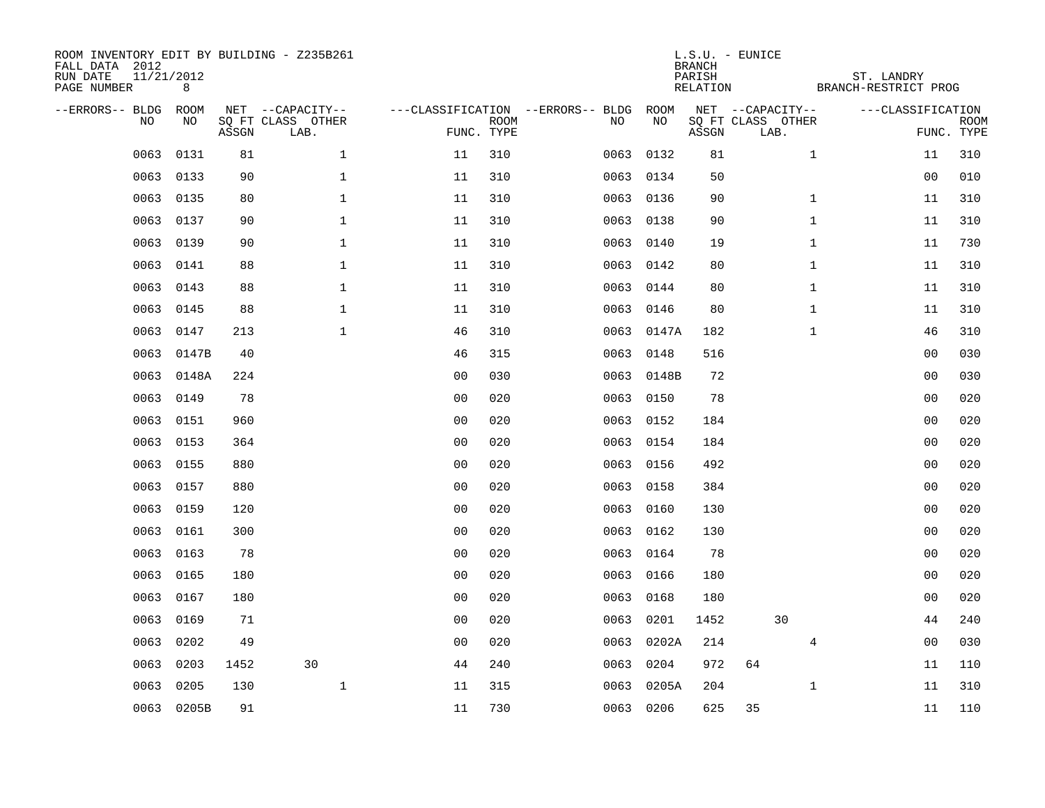ROOM INVENTORY EDIT BY BUILDING - Z235B261
FALL DATA 2012
RUN DATE 11/21/2012
PAGE NUMBER 8

L.S.U. - EUNICE
BRANCH
PARISH ST. LANDRY
RELATION BRANCH-RESTRICT PROG

| --ERRORS-- | BLDG NO | ROOM NO | NET SQ FT ASSGN | CAPACITY CLASS LAB. | CAPACITY OTHER | CLASSIFICATION FUNC. | ROOM TYPE | --ERRORS-- | BLDG NO | ROOM NO | NET SQ FT ASSGN | CAPACITY CLASS LAB. | CAPACITY OTHER | CLASSIFICATION FUNC. | ROOM TYPE |
|---|---|---|---|---|---|---|---|---|---|---|---|---|---|---|---|
| | 0063 | 0131 | 81 | | 1 | 11 | 310 | | 0063 | 0132 | 81 | | 1 | 11 | 310 |
| | 0063 | 0133 | 90 | | 1 | 11 | 310 | | 0063 | 0134 | 50 | | | 00 | 010 |
| | 0063 | 0135 | 80 | | 1 | 11 | 310 | | 0063 | 0136 | 90 | | 1 | 11 | 310 |
| | 0063 | 0137 | 90 | | 1 | 11 | 310 | | 0063 | 0138 | 90 | | 1 | 11 | 310 |
| | 0063 | 0139 | 90 | | 1 | 11 | 310 | | 0063 | 0140 | 19 | | 1 | 11 | 730 |
| | 0063 | 0141 | 88 | | 1 | 11 | 310 | | 0063 | 0142 | 80 | | 1 | 11 | 310 |
| | 0063 | 0143 | 88 | | 1 | 11 | 310 | | 0063 | 0144 | 80 | | 1 | 11 | 310 |
| | 0063 | 0145 | 88 | | 1 | 11 | 310 | | 0063 | 0146 | 80 | | 1 | 11 | 310 |
| | 0063 | 0147 | 213 | | 1 | 46 | 310 | | 0063 | 0147A | 182 | | 1 | 46 | 310 |
| | 0063 | 0147B | 40 | | | 46 | 315 | | 0063 | 0148 | 516 | | | 00 | 030 |
| | 0063 | 0148A | 224 | | | 00 | 030 | | 0063 | 0148B | 72 | | | 00 | 030 |
| | 0063 | 0149 | 78 | | | 00 | 020 | | 0063 | 0150 | 78 | | | 00 | 020 |
| | 0063 | 0151 | 960 | | | 00 | 020 | | 0063 | 0152 | 184 | | | 00 | 020 |
| | 0063 | 0153 | 364 | | | 00 | 020 | | 0063 | 0154 | 184 | | | 00 | 020 |
| | 0063 | 0155 | 880 | | | 00 | 020 | | 0063 | 0156 | 492 | | | 00 | 020 |
| | 0063 | 0157 | 880 | | | 00 | 020 | | 0063 | 0158 | 384 | | | 00 | 020 |
| | 0063 | 0159 | 120 | | | 00 | 020 | | 0063 | 0160 | 130 | | | 00 | 020 |
| | 0063 | 0161 | 300 | | | 00 | 020 | | 0063 | 0162 | 130 | | | 00 | 020 |
| | 0063 | 0163 | 78 | | | 00 | 020 | | 0063 | 0164 | 78 | | | 00 | 020 |
| | 0063 | 0165 | 180 | | | 00 | 020 | | 0063 | 0166 | 180 | | | 00 | 020 |
| | 0063 | 0167 | 180 | | | 00 | 020 | | 0063 | 0168 | 180 | | | 00 | 020 |
| | 0063 | 0169 | 71 | | | 00 | 020 | | 0063 | 0201 | 1452 | 30 | | 44 | 240 |
| | 0063 | 0202 | 49 | | | 00 | 020 | | 0063 | 0202A | 214 | | 4 | 00 | 030 |
| | 0063 | 0203 | 1452 | 30 | | 44 | 240 | | 0063 | 0204 | 972 | 64 | | 11 | 110 |
| | 0063 | 0205 | 130 | | 1 | 11 | 315 | | 0063 | 0205A | 204 | | 1 | 11 | 310 |
| | 0063 | 0205B | 91 | | | 11 | 730 | | 0063 | 0206 | 625 | 35 | | 11 | 110 |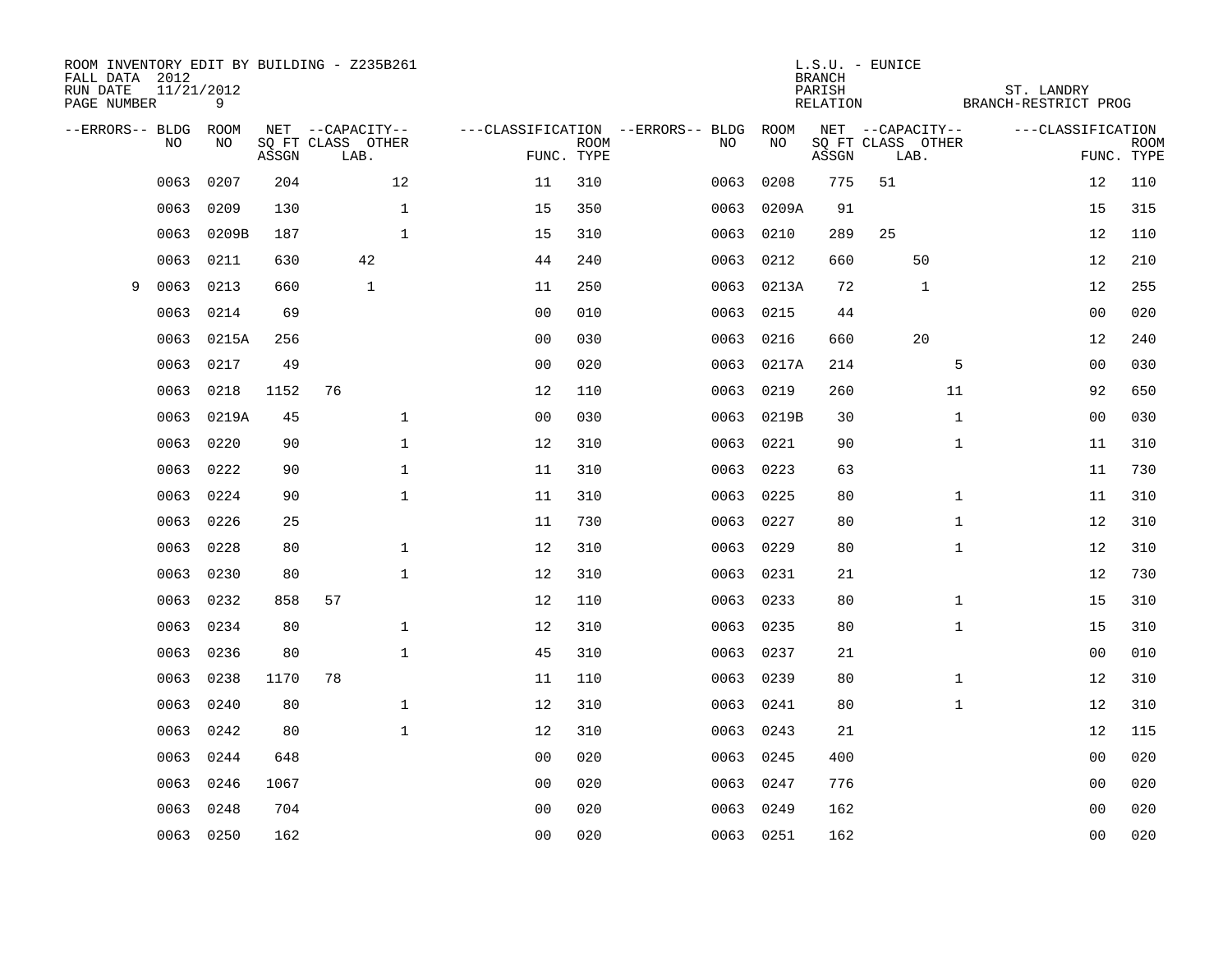ROOM INVENTORY EDIT BY BUILDING - Z235B261
FALL DATA 2012
RUN DATE 11/21/2012
PAGE NUMBER 9

L.S.U. - EUNICE
BRANCH
PARISH ST. LANDRY
RELATION BRANCH-RESTRICT PROG

| --ERRORS-- | BLDG NO | ROOM NO | NET SQ FT ASSGN | CAPACITY CLASS | CAPACITY LAB. | CAPACITY OTHER | CLASSIFICATION FUNC. | ROOM TYPE | --ERRORS-- | BLDG NO | ROOM NO | NET SQ FT ASSGN | CAPACITY CLASS | CAPACITY LAB. | CAPACITY OTHER | CLASSIFICATION FUNC. | ROOM TYPE |
|---|---|---|---|---|---|---|---|---|---|---|---|---|---|---|---|---|---|
| | 0063 | 0207 | 204 | | | 12 | 11 | 310 | | 0063 | 0208 | 775 | 51 | | | 12 | 110 |
| | 0063 | 0209 | 130 | | | 1 | 15 | 350 | | 0063 | 0209A | 91 | | | | 15 | 315 |
| | 0063 | 0209B | 187 | | | 1 | 15 | 310 | | 0063 | 0210 | 289 | 25 | | | 12 | 110 |
| | 0063 | 0211 | 630 | | 42 | | 44 | 240 | | 0063 | 0212 | 660 | | 50 | | 12 | 210 |
| 9 | 0063 | 0213 | 660 | | 1 | | 11 | 250 | | 0063 | 0213A | 72 | | 1 | | 12 | 255 |
| | 0063 | 0214 | 69 | | | | 00 | 010 | | 0063 | 0215 | 44 | | | | 00 | 020 |
| | 0063 | 0215A | 256 | | | | 00 | 030 | | 0063 | 0216 | 660 | | 20 | | 12 | 240 |
| | 0063 | 0217 | 49 | | | | 00 | 020 | | 0063 | 0217A | 214 | | | 5 | 00 | 030 |
| | 0063 | 0218 | 1152 | 76 | | | 12 | 110 | | 0063 | 0219 | 260 | | | 11 | 92 | 650 |
| | 0063 | 0219A | 45 | | | 1 | 00 | 030 | | 0063 | 0219B | 30 | | | 1 | 00 | 030 |
| | 0063 | 0220 | 90 | | | 1 | 12 | 310 | | 0063 | 0221 | 90 | | | 1 | 11 | 310 |
| | 0063 | 0222 | 90 | | | 1 | 11 | 310 | | 0063 | 0223 | 63 | | | | 11 | 730 |
| | 0063 | 0224 | 90 | | | 1 | 11 | 310 | | 0063 | 0225 | 80 | | | 1 | 11 | 310 |
| | 0063 | 0226 | 25 | | | | 11 | 730 | | 0063 | 0227 | 80 | | | 1 | 12 | 310 |
| | 0063 | 0228 | 80 | | | 1 | 12 | 310 | | 0063 | 0229 | 80 | | | 1 | 12 | 310 |
| | 0063 | 0230 | 80 | | | 1 | 12 | 310 | | 0063 | 0231 | 21 | | | | 12 | 730 |
| | 0063 | 0232 | 858 | 57 | | | 12 | 110 | | 0063 | 0233 | 80 | | | 1 | 15 | 310 |
| | 0063 | 0234 | 80 | | | 1 | 12 | 310 | | 0063 | 0235 | 80 | | | 1 | 15 | 310 |
| | 0063 | 0236 | 80 | | | 1 | 45 | 310 | | 0063 | 0237 | 21 | | | | 00 | 010 |
| | 0063 | 0238 | 1170 | 78 | | | 11 | 110 | | 0063 | 0239 | 80 | | | 1 | 12 | 310 |
| | 0063 | 0240 | 80 | | | 1 | 12 | 310 | | 0063 | 0241 | 80 | | | 1 | 12 | 310 |
| | 0063 | 0242 | 80 | | | 1 | 12 | 310 | | 0063 | 0243 | 21 | | | | 12 | 115 |
| | 0063 | 0244 | 648 | | | | 00 | 020 | | 0063 | 0245 | 400 | | | | 00 | 020 |
| | 0063 | 0246 | 1067 | | | | 00 | 020 | | 0063 | 0247 | 776 | | | | 00 | 020 |
| | 0063 | 0248 | 704 | | | | 00 | 020 | | 0063 | 0249 | 162 | | | | 00 | 020 |
| | 0063 | 0250 | 162 | | | | 00 | 020 | | 0063 | 0251 | 162 | | | | 00 | 020 |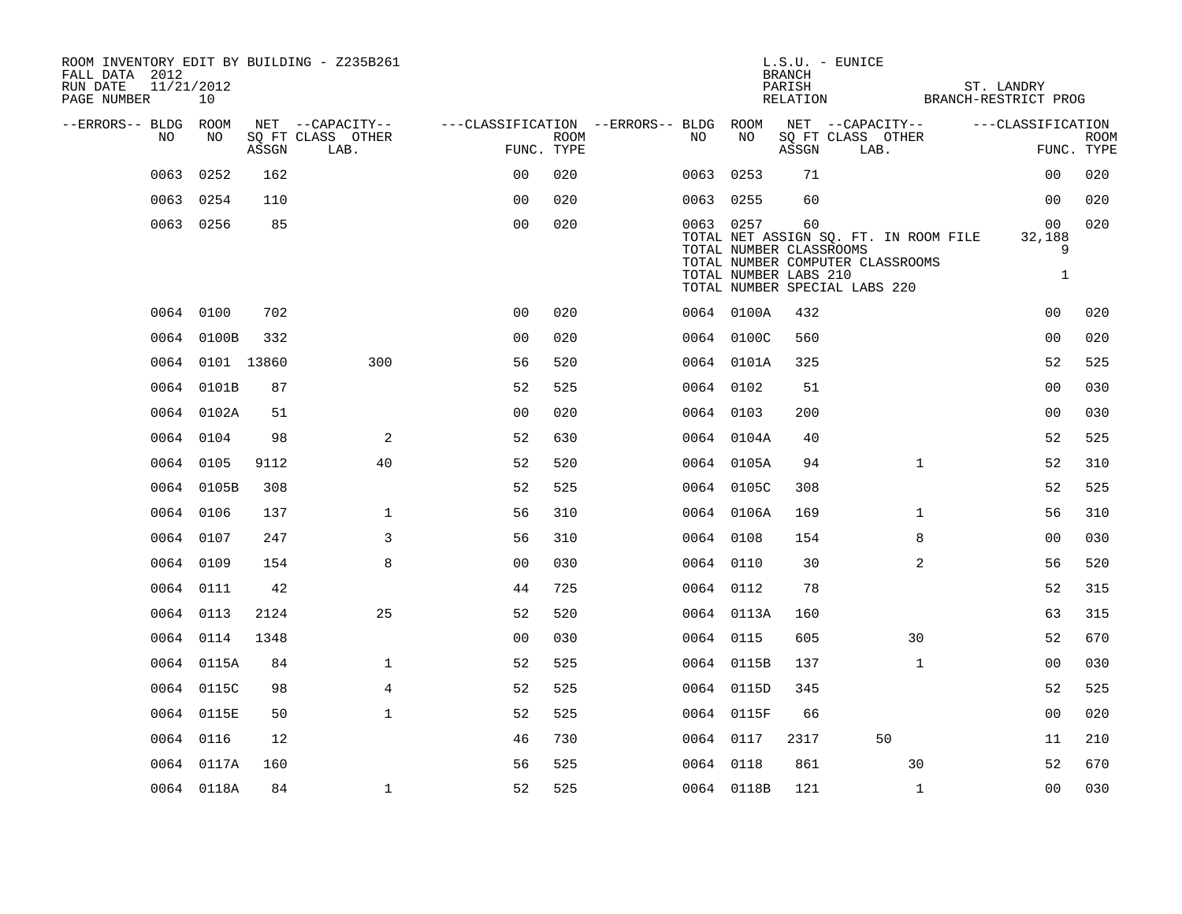ROOM INVENTORY EDIT BY BUILDING - Z235B261
FALL DATA 2012
RUN DATE 11/21/2012
PAGE NUMBER 10

L.S.U. - EUNICE
BRANCH
PARISH ST. LANDRY
RELATION BRANCH-RESTRICT PROG

| --ERRORS-- | BLDG NO | ROOM NO | NET SQ FT ASSGN | --CAPACITY-- CLASS LAB. | OTHER | ---CLASSIFICATION FUNC. | ROOM TYPE | --ERRORS-- | BLDG NO | ROOM NO | NET SQ FT ASSGN | --CAPACITY-- CLASS LAB. | OTHER | ---CLASSIFICATION FUNC. | ROOM TYPE |
|---|---|---|---|---|---|---|---|---|---|---|---|---|---|---|---|
| | 0063 | 0252 | 162 | | | 00 | 020 | | 0063 | 0253 | 71 | | | 00 | 020 |
| | 0063 | 0254 | 110 | | | 00 | 020 | | 0063 | 0255 | 60 | | | 00 | 020 |
| | 0063 | 0256 | 85 | | | 00 | 020 | | 0063 | 0257 | 60 | | | 00 | 020 |
| | | | | | | | | | TOTAL NET ASSIGN SQ. FT. IN ROOM FILE | | | | | 32,188 | |
| | | | | | | | | | TOTAL NUMBER CLASSROOMS | | | | | 9 | |
| | | | | | | | | | TOTAL NUMBER COMPUTER CLASSROOMS | | | | | | |
| | | | | | | | | | TOTAL NUMBER LABS 210 | | | | | 1 | |
| | | | | | | | | | TOTAL NUMBER SPECIAL LABS 220 | | | | | | |
| | 0064 | 0100 | 702 | | | 00 | 020 | | 0064 | 0100A | 432 | | | 00 | 020 |
| | 0064 | 0100B | 332 | | | 00 | 020 | | 0064 | 0100C | 560 | | | 00 | 020 |
| | 0064 | 0101 | 13860 | | 300 | 56 | 520 | | 0064 | 0101A | 325 | | | 52 | 525 |
| | 0064 | 0101B | 87 | | | 52 | 525 | | 0064 | 0102 | 51 | | | 00 | 030 |
| | 0064 | 0102A | 51 | | | 00 | 020 | | 0064 | 0103 | 200 | | | 00 | 030 |
| | 0064 | 0104 | 98 | | 2 | 52 | 630 | | 0064 | 0104A | 40 | | | 52 | 525 |
| | 0064 | 0105 | 9112 | | 40 | 52 | 520 | | 0064 | 0105A | 94 | | 1 | 52 | 310 |
| | 0064 | 0105B | 308 | | | 52 | 525 | | 0064 | 0105C | 308 | | | 52 | 525 |
| | 0064 | 0106 | 137 | | 1 | 56 | 310 | | 0064 | 0106A | 169 | | 1 | 56 | 310 |
| | 0064 | 0107 | 247 | | 3 | 56 | 310 | | 0064 | 0108 | 154 | | 8 | 00 | 030 |
| | 0064 | 0109 | 154 | | 8 | 00 | 030 | | 0064 | 0110 | 30 | | 2 | 56 | 520 |
| | 0064 | 0111 | 42 | | | 44 | 725 | | 0064 | 0112 | 78 | | | 52 | 315 |
| | 0064 | 0113 | 2124 | | 25 | 52 | 520 | | 0064 | 0113A | 160 | | | 63 | 315 |
| | 0064 | 0114 | 1348 | | | 00 | 030 | | 0064 | 0115 | 605 | | 30 | 52 | 670 |
| | 0064 | 0115A | 84 | | 1 | 52 | 525 | | 0064 | 0115B | 137 | | 1 | 00 | 030 |
| | 0064 | 0115C | 98 | | 4 | 52 | 525 | | 0064 | 0115D | 345 | | | 52 | 525 |
| | 0064 | 0115E | 50 | | 1 | 52 | 525 | | 0064 | 0115F | 66 | | | 00 | 020 |
| | 0064 | 0116 | 12 | | | 46 | 730 | | 0064 | 0117 | 2317 | 50 | | 11 | 210 |
| | 0064 | 0117A | 160 | | | 56 | 525 | | 0064 | 0118 | 861 | | 30 | 52 | 670 |
| | 0064 | 0118A | 84 | | 1 | 52 | 525 | | 0064 | 0118B | 121 | | 1 | 00 | 030 |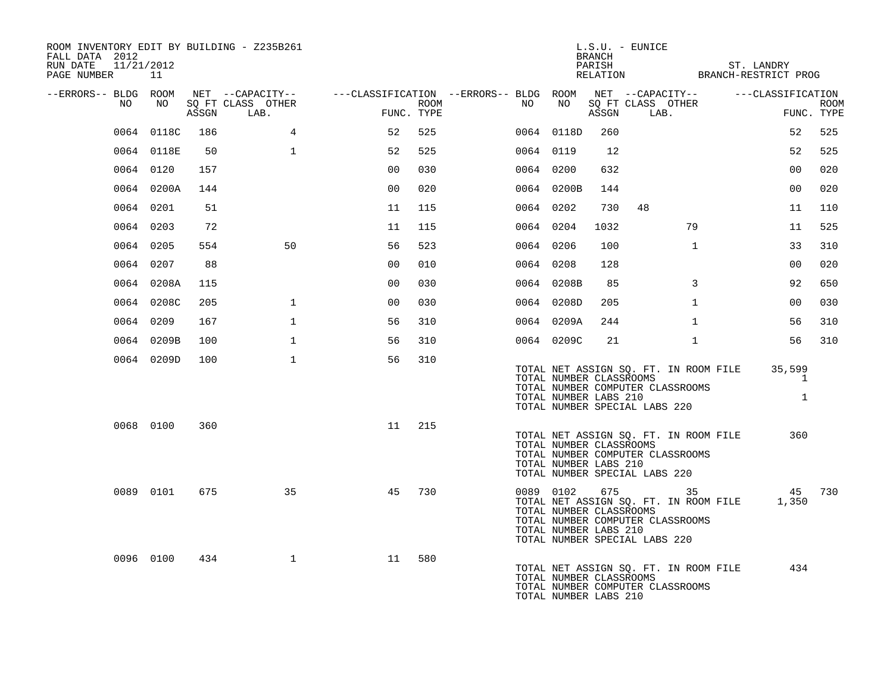ROOM INVENTORY EDIT BY BUILDING - Z235B261
FALL DATA 2012
RUN DATE 11/21/2012
PAGE NUMBER 11

L.S.U. - EUNICE
BRANCH
PARISH ST. LANDRY
RELATION BRANCH-RESTRICT PROG

| --ERRORS-- | BLDG NO | ROOM NO | NET SQ FT ASSGN | CAPACITY CLASS LAB. | CAPACITY OTHER | CLASSIFICATION FUNC. | ROOM TYPE | --ERRORS-- | BLDG NO | ROOM NO | NET SQ FT ASSGN | CAPACITY CLASS LAB. | CAPACITY OTHER | CLASSIFICATION FUNC. | ROOM TYPE |
|---|---|---|---|---|---|---|---|---|---|---|---|---|---|---|---|
| | 0064 | 0118C | 186 | | 4 | 52 | 525 | | 0064 | 0118D | 260 | | | 52 | 525 |
| | 0064 | 0118E | 50 | | 1 | 52 | 525 | | 0064 | 0119 | 12 | | | 52 | 525 |
| | 0064 | 0120 | 157 | | | 00 | 030 | | 0064 | 0200 | 632 | | | 00 | 020 |
| | 0064 | 0200A | 144 | | | 00 | 020 | | 0064 | 0200B | 144 | | | 00 | 020 |
| | 0064 | 0201 | 51 | | | 11 | 115 | | 0064 | 0202 | 730 | 48 | | 11 | 110 |
| | 0064 | 0203 | 72 | | | 11 | 115 | | 0064 | 0204 | 1032 | | 79 | 11 | 525 |
| | 0064 | 0205 | 554 | | 50 | 56 | 523 | | 0064 | 0206 | 100 | | 1 | 33 | 310 |
| | 0064 | 0207 | 88 | | | 00 | 010 | | 0064 | 0208 | 128 | | | 00 | 020 |
| | 0064 | 0208A | 115 | | | 00 | 030 | | 0064 | 0208B | 85 | | 3 | 92 | 650 |
| | 0064 | 0208C | 205 | | 1 | 00 | 030 | | 0064 | 0208D | 205 | | 1 | 00 | 030 |
| | 0064 | 0209 | 167 | | 1 | 56 | 310 | | 0064 | 0209A | 244 | | 1 | 56 | 310 |
| | 0064 | 0209B | 100 | | 1 | 56 | 310 | | 0064 | 0209C | 21 | | 1 | 56 | 310 |
| | 0064 | 0209D | 100 | | 1 | 56 | 310 | | | | | | | | |

TOTAL NET ASSIGN SQ. FT. IN ROOM FILE 35,599
TOTAL NUMBER CLASSROOMS 1
TOTAL NUMBER COMPUTER CLASSROOMS
TOTAL NUMBER LABS 210 1
TOTAL NUMBER SPECIAL LABS 220

| --ERRORS-- | BLDG NO | ROOM NO | NET SQ FT ASSGN | CAPACITY CLASS LAB. | CAPACITY OTHER | CLASSIFICATION FUNC. | ROOM TYPE |
|---|---|---|---|---|---|---|---|
| | 0068 | 0100 | 360 | | | 11 | 215 |

TOTAL NET ASSIGN SQ. FT. IN ROOM FILE 360
TOTAL NUMBER CLASSROOMS
TOTAL NUMBER COMPUTER CLASSROOMS
TOTAL NUMBER LABS 210
TOTAL NUMBER SPECIAL LABS 220

| --ERRORS-- | BLDG NO | ROOM NO | NET SQ FT ASSGN | CAPACITY CLASS LAB. | CAPACITY OTHER | CLASSIFICATION FUNC. | ROOM TYPE | --ERRORS-- | BLDG NO | ROOM NO | NET SQ FT ASSGN | CAPACITY CLASS LAB. | CAPACITY OTHER | CLASSIFICATION FUNC. | ROOM TYPE |
|---|---|---|---|---|---|---|---|---|---|---|---|---|---|---|---|
| | 0089 | 0101 | 675 | | 35 | 45 | 730 | | 0089 | 0102 | 675 | | 35 | 45 | 730 |

TOTAL NET ASSIGN SQ. FT. IN ROOM FILE 1,350
TOTAL NUMBER CLASSROOMS
TOTAL NUMBER COMPUTER CLASSROOMS
TOTAL NUMBER LABS 210
TOTAL NUMBER SPECIAL LABS 220

| --ERRORS-- | BLDG NO | ROOM NO | NET SQ FT ASSGN | CAPACITY CLASS LAB. | CAPACITY OTHER | CLASSIFICATION FUNC. | ROOM TYPE |
|---|---|---|---|---|---|---|---|
| | 0096 | 0100 | 434 | | 1 | 11 | 580 |

TOTAL NET ASSIGN SQ. FT. IN ROOM FILE 434
TOTAL NUMBER CLASSROOMS
TOTAL NUMBER COMPUTER CLASSROOMS
TOTAL NUMBER LABS 210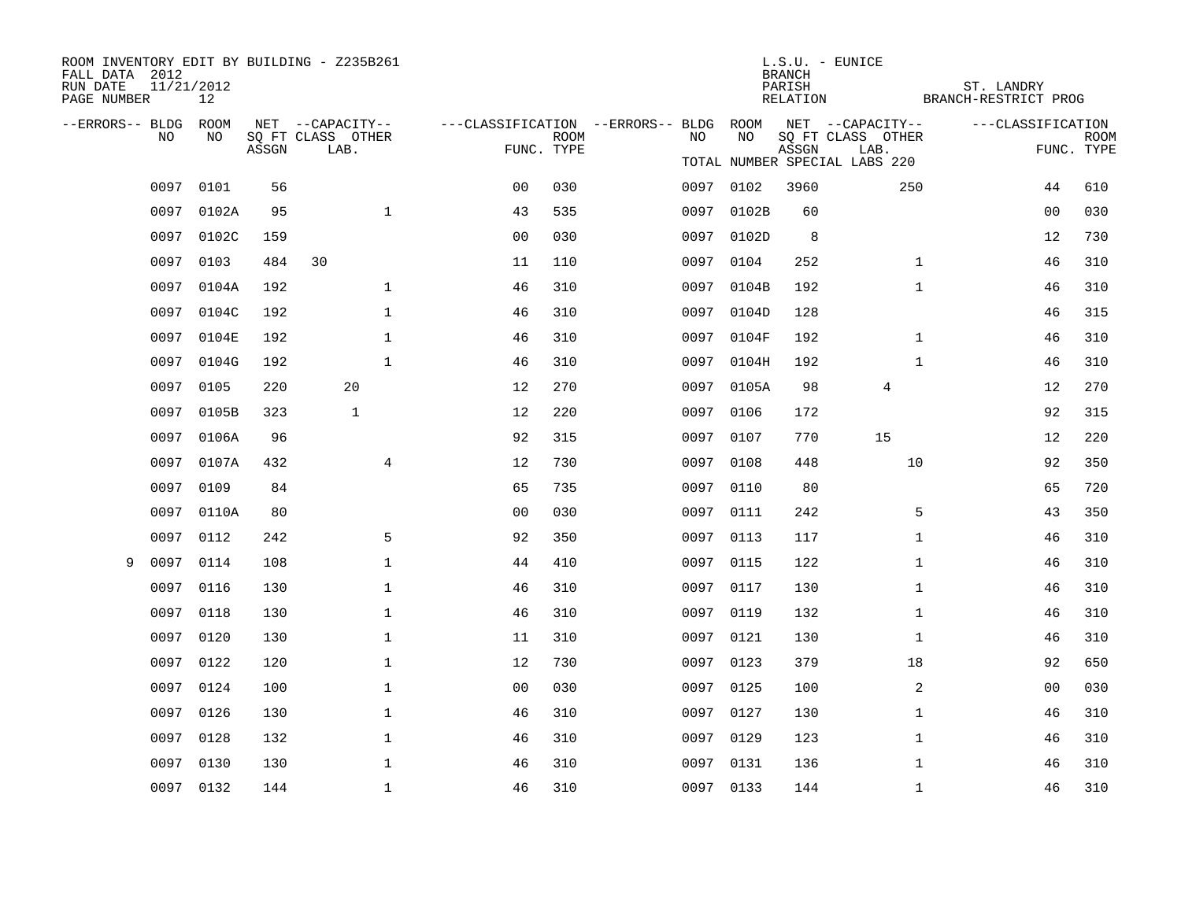ROOM INVENTORY EDIT BY BUILDING - Z235B261
FALL DATA 2012
RUN DATE 11/21/2012
PAGE NUMBER 12

L.S.U. - EUNICE
BRANCH
PARISH ST. LANDRY
RELATION BRANCH-RESTRICT PROG

TOTAL NUMBER SPECIAL LABS 220

| --ERRORS-- | BLDG NO | ROOM NO | NET SQ FT ASSGN | CAPACITY CLASS | CAPACITY LAB. | CAPACITY OTHER | CLASSIFICATION FUNC. | ROOM TYPE | --ERRORS-- | BLDG NO | ROOM NO | NET SQ FT ASSGN | CAPACITY CLASS | CAPACITY LAB. | CAPACITY OTHER | CLASSIFICATION FUNC. | ROOM TYPE |
|---|---|---|---|---|---|---|---|---|---|---|---|---|---|---|---|---|---|
| | 0097 | 0101 | 56 | | | | 00 | 030 | | 0097 | 0102 | 3960 | | | 250 | 44 | 610 |
| | 0097 | 0102A | 95 | | | 1 | 43 | 535 | | 0097 | 0102B | 60 | | | | 00 | 030 |
| | 0097 | 0102C | 159 | | | | 00 | 030 | | 0097 | 0102D | 8 | | | | 12 | 730 |
| | 0097 | 0103 | 484 | 30 | | | 11 | 110 | | 0097 | 0104 | 252 | | | 1 | 46 | 310 |
| | 0097 | 0104A | 192 | | | 1 | 46 | 310 | | 0097 | 0104B | 192 | | | 1 | 46 | 310 |
| | 0097 | 0104C | 192 | | | 1 | 46 | 310 | | 0097 | 0104D | 128 | | | | 46 | 315 |
| | 0097 | 0104E | 192 | | | 1 | 46 | 310 | | 0097 | 0104F | 192 | | | 1 | 46 | 310 |
| | 0097 | 0104G | 192 | | | 1 | 46 | 310 | | 0097 | 0104H | 192 | | | 1 | 46 | 310 |
| | 0097 | 0105 | 220 | | 20 | | 12 | 270 | | 0097 | 0105A | 98 | | 4 | | 12 | 270 |
| | 0097 | 0105B | 323 | | 1 | | 12 | 220 | | 0097 | 0106 | 172 | | | | 92 | 315 |
| | 0097 | 0106A | 96 | | | | 92 | 315 | | 0097 | 0107 | 770 | | 15 | | 12 | 220 |
| | 0097 | 0107A | 432 | | | 4 | 12 | 730 | | 0097 | 0108 | 448 | | | 10 | 92 | 350 |
| | 0097 | 0109 | 84 | | | | 65 | 735 | | 0097 | 0110 | 80 | | | | 65 | 720 |
| | 0097 | 0110A | 80 | | | | 00 | 030 | | 0097 | 0111 | 242 | | | 5 | 43 | 350 |
| | 0097 | 0112 | 242 | | | 5 | 92 | 350 | | 0097 | 0113 | 117 | | | 1 | 46 | 310 |
| 9 | 0097 | 0114 | 108 | | | 1 | 44 | 410 | | 0097 | 0115 | 122 | | | 1 | 46 | 310 |
| | 0097 | 0116 | 130 | | | 1 | 46 | 310 | | 0097 | 0117 | 130 | | | 1 | 46 | 310 |
| | 0097 | 0118 | 130 | | | 1 | 46 | 310 | | 0097 | 0119 | 132 | | | 1 | 46 | 310 |
| | 0097 | 0120 | 130 | | | 1 | 11 | 310 | | 0097 | 0121 | 130 | | | 1 | 46 | 310 |
| | 0097 | 0122 | 120 | | | 1 | 12 | 730 | | 0097 | 0123 | 379 | | | 18 | 92 | 650 |
| | 0097 | 0124 | 100 | | | 1 | 00 | 030 | | 0097 | 0125 | 100 | | | 2 | 00 | 030 |
| | 0097 | 0126 | 130 | | | 1 | 46 | 310 | | 0097 | 0127 | 130 | | | 1 | 46 | 310 |
| | 0097 | 0128 | 132 | | | 1 | 46 | 310 | | 0097 | 0129 | 123 | | | 1 | 46 | 310 |
| | 0097 | 0130 | 130 | | | 1 | 46 | 310 | | 0097 | 0131 | 136 | | | 1 | 46 | 310 |
| | 0097 | 0132 | 144 | | | 1 | 46 | 310 | | 0097 | 0133 | 144 | | | 1 | 46 | 310 |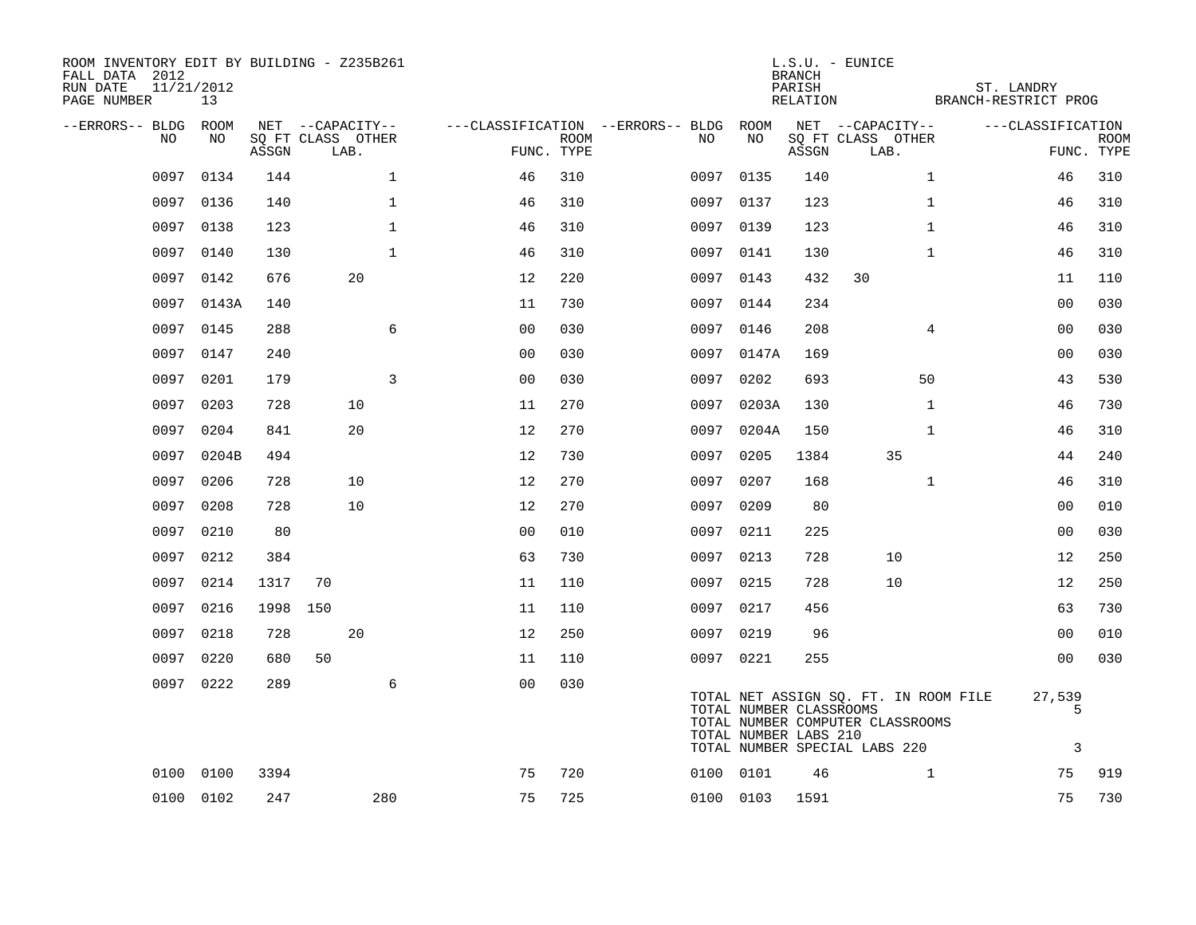ROOM INVENTORY EDIT BY BUILDING - Z235B261
FALL DATA 2012
RUN DATE 11/21/2012
PAGE NUMBER 13

L.S.U. - EUNICE
BRANCH
PARISH ST. LANDRY
RELATION BRANCH-RESTRICT PROG

| --ERRORS-- | BLDG NO | ROOM NO | NET SQ FT ASSGN | CAPACITY CLASS | CAPACITY LAB. | CAPACITY OTHER | CLASSIFICATION FUNC. | ROOM TYPE | --ERRORS-- | BLDG NO | ROOM NO | NET SQ FT ASSGN | CAPACITY CLASS | CAPACITY LAB. | CAPACITY OTHER | CLASSIFICATION FUNC. | ROOM TYPE |
|---|---|---|---|---|---|---|---|---|---|---|---|---|---|---|---|---|---|
| | 0097 | 0134 | 144 | | | 1 | 46 | 310 | | 0097 | 0135 | 140 | | | 1 | 46 | 310 |
| | 0097 | 0136 | 140 | | | 1 | 46 | 310 | | 0097 | 0137 | 123 | | | 1 | 46 | 310 |
| | 0097 | 0138 | 123 | | | 1 | 46 | 310 | | 0097 | 0139 | 123 | | | 1 | 46 | 310 |
| | 0097 | 0140 | 130 | | | 1 | 46 | 310 | | 0097 | 0141 | 130 | | | 1 | 46 | 310 |
| | 0097 | 0142 | 676 | | 20 | | 12 | 220 | | 0097 | 0143 | 432 | 30 | | | 11 | 110 |
| | 0097 | 0143A | 140 | | | | 11 | 730 | | 0097 | 0144 | 234 | | | | 00 | 030 |
| | 0097 | 0145 | 288 | | | 6 | 00 | 030 | | 0097 | 0146 | 208 | | | 4 | 00 | 030 |
| | 0097 | 0147 | 240 | | | | 00 | 030 | | 0097 | 0147A | 169 | | | | 00 | 030 |
| | 0097 | 0201 | 179 | | | 3 | 00 | 030 | | 0097 | 0202 | 693 | | | 50 | 43 | 530 |
| | 0097 | 0203 | 728 | | 10 | | 11 | 270 | | 0097 | 0203A | 130 | | | 1 | 46 | 730 |
| | 0097 | 0204 | 841 | | 20 | | 12 | 270 | | 0097 | 0204A | 150 | | | 1 | 46 | 310 |
| | 0097 | 0204B | 494 | | | | 12 | 730 | | 0097 | 0205 | 1384 | | 35 | | 44 | 240 |
| | 0097 | 0206 | 728 | | 10 | | 12 | 270 | | 0097 | 0207 | 168 | | | 1 | 46 | 310 |
| | 0097 | 0208 | 728 | | 10 | | 12 | 270 | | 0097 | 0209 | 80 | | | | 00 | 010 |
| | 0097 | 0210 | 80 | | | | 00 | 010 | | 0097 | 0211 | 225 | | | | 00 | 030 |
| | 0097 | 0212 | 384 | | | | 63 | 730 | | 0097 | 0213 | 728 | | 10 | | 12 | 250 |
| | 0097 | 0214 | 1317 | 70 | | | 11 | 110 | | 0097 | 0215 | 728 | | 10 | | 12 | 250 |
| | 0097 | 0216 | 1998 | 150 | | | 11 | 110 | | 0097 | 0217 | 456 | | | | 63 | 730 |
| | 0097 | 0218 | 728 | | 20 | | 12 | 250 | | 0097 | 0219 | 96 | | | | 00 | 010 |
| | 0097 | 0220 | 680 | 50 | | | 11 | 110 | | 0097 | 0221 | 255 | | | | 00 | 030 |
| | 0097 | 0222 | 289 | | | 6 | 00 | 030 | | | | | | | | | |

TOTAL NET ASSIGN SQ. FT. IN ROOM FILE 27,539
TOTAL NUMBER CLASSROOMS 5
TOTAL NUMBER COMPUTER CLASSROOMS
TOTAL NUMBER LABS 210
TOTAL NUMBER SPECIAL LABS 220 3

| --ERRORS-- | BLDG NO | ROOM NO | NET SQ FT ASSGN | CAPACITY CLASS | CAPACITY LAB. | CAPACITY OTHER | CLASSIFICATION FUNC. | ROOM TYPE | --ERRORS-- | BLDG NO | ROOM NO | NET SQ FT ASSGN | CAPACITY CLASS | CAPACITY LAB. | CAPACITY OTHER | CLASSIFICATION FUNC. | ROOM TYPE |
|---|---|---|---|---|---|---|---|---|---|---|---|---|---|---|---|---|---|
| | 0100 | 0100 | 3394 | | | | 75 | 720 | | 0100 | 0101 | 46 | | | 1 | 75 | 919 |
| | 0100 | 0102 | 247 | | | 280 | 75 | 725 | | 0100 | 0103 | 1591 | | | | 75 | 730 |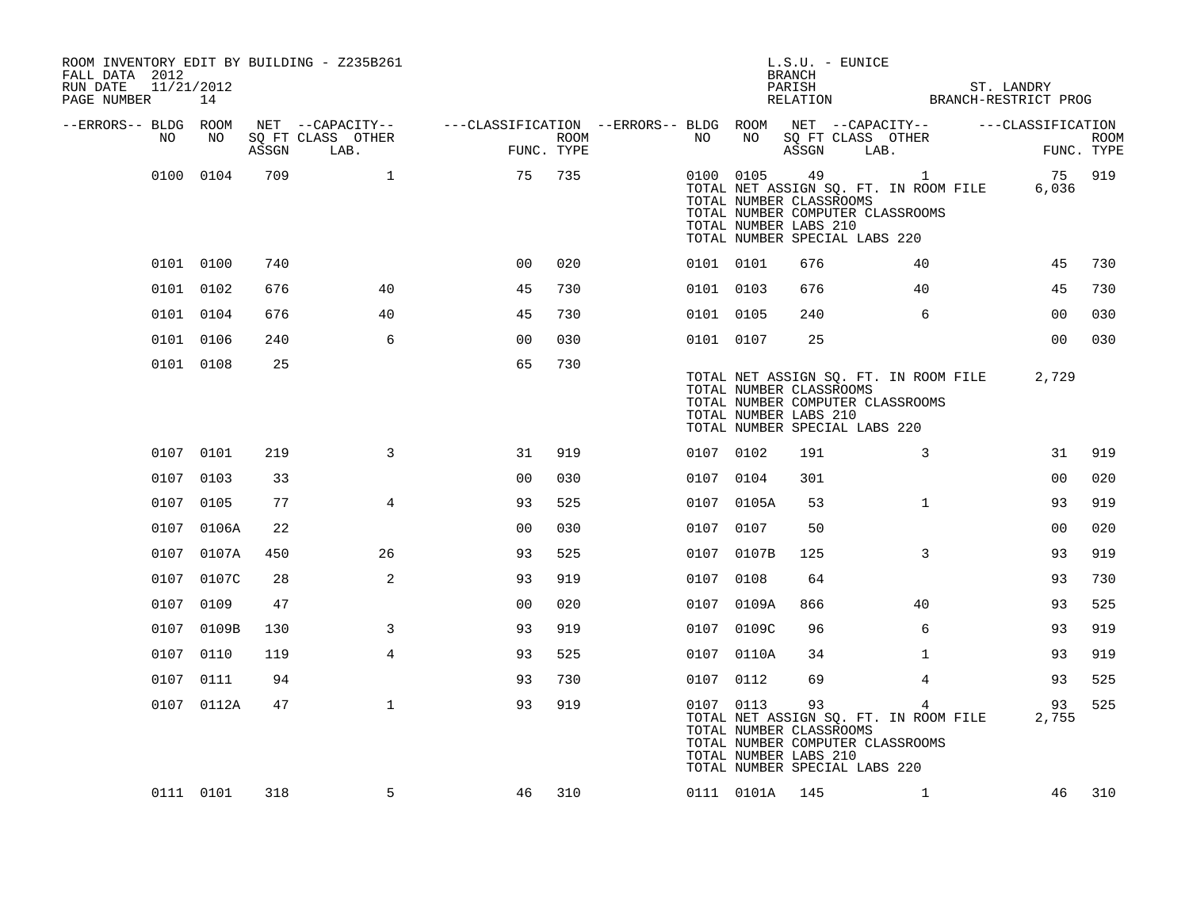ROOM INVENTORY EDIT BY BUILDING - Z235B261
FALL DATA 2012
RUN DATE 11/21/2012

L.S.U. - EUNICE
BRANCH
PARISH ST. LANDRY
RELATION BRANCH-RESTRICT PROG

| --ERRORS-- | BLDG NO | ROOM NO | NET SQ FT ASSGN | --CAPACITY-- CLASS LAB. | OTHER | ---CLASSIFICATION FUNC. | ROOM TYPE | --ERRORS-- | BLDG NO | ROOM NO | NET SQ FT ASSGN | --CAPACITY-- CLASS LAB. | OTHER | ---CLASSIFICATION FUNC. | ROOM TYPE |
|---|---|---|---|---|---|---|---|---|---|---|---|---|---|---|---|
| | 0100 | 0104 | 709 | | 1 | 75 | 735 | | 0100 | 0105 | 49 | | 1 | 75 | 919 |
| | | | | | | | | | TOTAL NET ASSIGN SQ. FT. IN ROOM FILE | | | | | 6,036 | |
| | | | | | | | | | TOTAL NUMBER CLASSROOMS | | | | | | |
| | | | | | | | | | TOTAL NUMBER COMPUTER CLASSROOMS | | | | | | |
| | | | | | | | | | TOTAL NUMBER LABS 210 | | | | | | |
| | | | | | | | | | TOTAL NUMBER SPECIAL LABS 220 | | | | | | |
| | 0101 | 0100 | 740 | | | 00 | 020 | | 0101 | 0101 | 676 | | 40 | 45 | 730 |
| | 0101 | 0102 | 676 | | 40 | 45 | 730 | | 0101 | 0103 | 676 | | 40 | 45 | 730 |
| | 0101 | 0104 | 676 | | 40 | 45 | 730 | | 0101 | 0105 | 240 | | 6 | 00 | 030 |
| | 0101 | 0106 | 240 | | 6 | 00 | 030 | | 0101 | 0107 | 25 | | | 00 | 030 |
| | 0101 | 0108 | 25 | | | 65 | 730 | | | | | | | | |
| | | | | | | | | | TOTAL NET ASSIGN SQ. FT. IN ROOM FILE | | | | | 2,729 | |
| | | | | | | | | | TOTAL NUMBER CLASSROOMS | | | | | | |
| | | | | | | | | | TOTAL NUMBER COMPUTER CLASSROOMS | | | | | | |
| | | | | | | | | | TOTAL NUMBER LABS 210 | | | | | | |
| | | | | | | | | | TOTAL NUMBER SPECIAL LABS 220 | | | | | | |
| | 0107 | 0101 | 219 | | 3 | 31 | 919 | | 0107 | 0102 | 191 | | 3 | 31 | 919 |
| | 0107 | 0103 | 33 | | | 00 | 030 | | 0107 | 0104 | 301 | | | 00 | 020 |
| | 0107 | 0105 | 77 | | 4 | 93 | 525 | | 0107 | 0105A | 53 | | 1 | 93 | 919 |
| | 0107 | 0106A | 22 | | | 00 | 030 | | 0107 | 0107 | 50 | | | 00 | 020 |
| | 0107 | 0107A | 450 | | 26 | 93 | 525 | | 0107 | 0107B | 125 | | 3 | 93 | 919 |
| | 0107 | 0107C | 28 | | 2 | 93 | 919 | | 0107 | 0108 | 64 | | | 93 | 730 |
| | 0107 | 0109 | 47 | | | 00 | 020 | | 0107 | 0109A | 866 | | 40 | 93 | 525 |
| | 0107 | 0109B | 130 | | 3 | 93 | 919 | | 0107 | 0109C | 96 | | 6 | 93 | 919 |
| | 0107 | 0110 | 119 | | 4 | 93 | 525 | | 0107 | 0110A | 34 | | 1 | 93 | 919 |
| | 0107 | 0111 | 94 | | | 93 | 730 | | 0107 | 0112 | 69 | | 4 | 93 | 525 |
| | 0107 | 0112A | 47 | | 1 | 93 | 919 | | 0107 | 0113 | 93 | | 4 | 93 | 525 |
| | | | | | | | | | TOTAL NET ASSIGN SQ. FT. IN ROOM FILE | | | | | 2,755 | |
| | | | | | | | | | TOTAL NUMBER CLASSROOMS | | | | | | |
| | | | | | | | | | TOTAL NUMBER COMPUTER CLASSROOMS | | | | | | |
| | | | | | | | | | TOTAL NUMBER LABS 210 | | | | | | |
| | | | | | | | | | TOTAL NUMBER SPECIAL LABS 220 | | | | | | |
| | 0111 | 0101 | 318 | | 5 | 46 | 310 | | 0111 | 0101A | 145 | | 1 | 46 | 310 |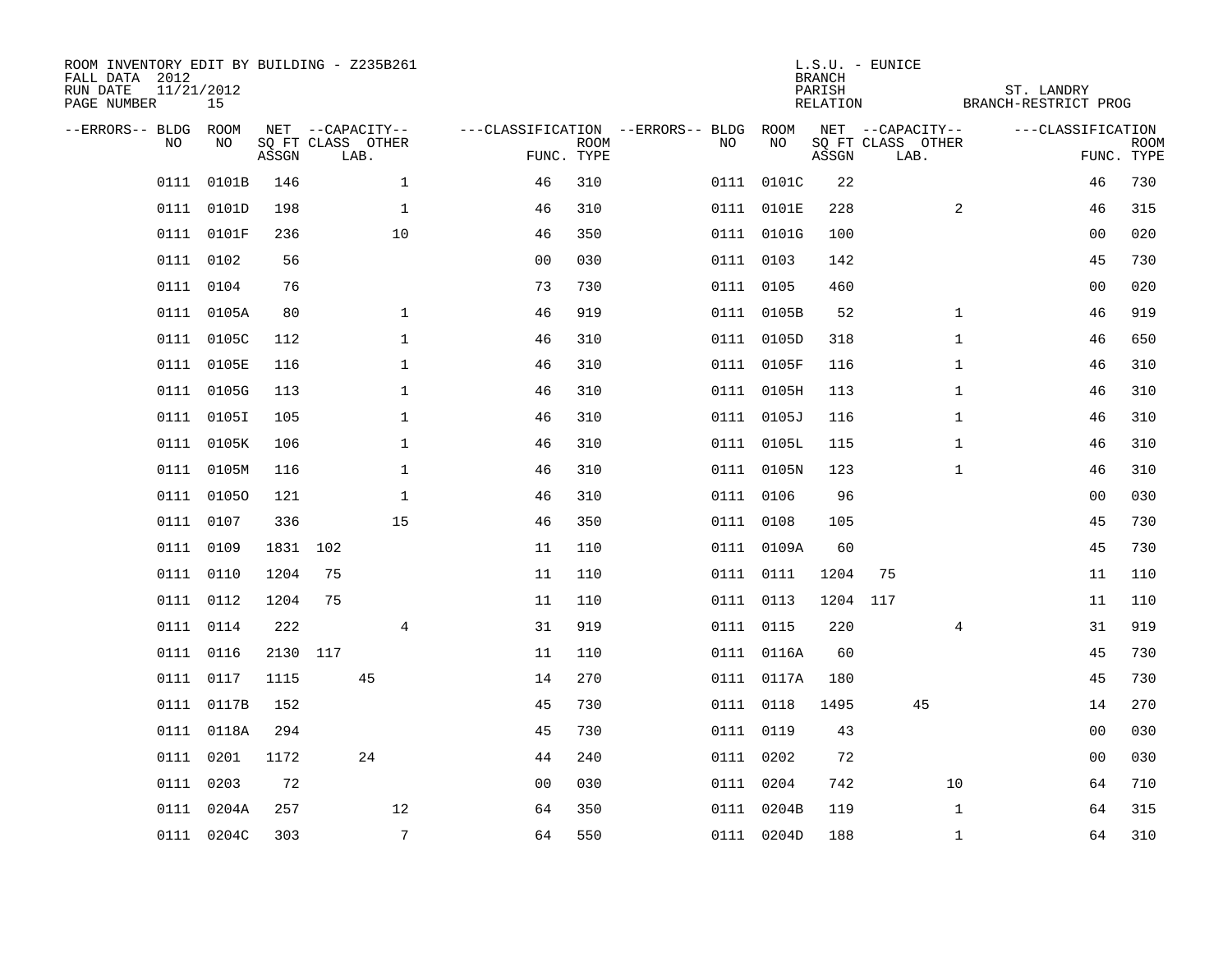ROOM INVENTORY EDIT BY BUILDING - Z235B261
FALL DATA 2012
RUN DATE 11/21/2012
PAGE NUMBER 15

L.S.U. - EUNICE
BRANCH
PARISH ST. LANDRY
RELATION BRANCH-RESTRICT PROG

| --ERRORS-- | BLDG NO | ROOM NO | NET SQ FT ASSGN | CAPACITY CLASS LAB. | CAPACITY OTHER | CLASSIFICATION FUNC. | ROOM TYPE | --ERRORS-- | BLDG NO | ROOM NO | NET SQ FT ASSGN | CAPACITY CLASS LAB. | CAPACITY OTHER | CLASSIFICATION FUNC. | ROOM TYPE |
|---|---|---|---|---|---|---|---|---|---|---|---|---|---|---|---|
| | 0111 | 0101B | 146 | | 1 | 46 | 310 | | 0111 | 0101C | 22 | | | 46 | 730 |
| | 0111 | 0101D | 198 | | 1 | 46 | 310 | | 0111 | 0101E | 228 | | 2 | 46 | 315 |
| | 0111 | 0101F | 236 | | 10 | 46 | 350 | | 0111 | 0101G | 100 | | | 00 | 020 |
| | 0111 | 0102 | 56 | | | 00 | 030 | | 0111 | 0103 | 142 | | | 45 | 730 |
| | 0111 | 0104 | 76 | | | 73 | 730 | | 0111 | 0105 | 460 | | | 00 | 020 |
| | 0111 | 0105A | 80 | | 1 | 46 | 919 | | 0111 | 0105B | 52 | | 1 | 46 | 919 |
| | 0111 | 0105C | 112 | | 1 | 46 | 310 | | 0111 | 0105D | 318 | | 1 | 46 | 650 |
| | 0111 | 0105E | 116 | | 1 | 46 | 310 | | 0111 | 0105F | 116 | | 1 | 46 | 310 |
| | 0111 | 0105G | 113 | | 1 | 46 | 310 | | 0111 | 0105H | 113 | | 1 | 46 | 310 |
| | 0111 | 0105I | 105 | | 1 | 46 | 310 | | 0111 | 0105J | 116 | | 1 | 46 | 310 |
| | 0111 | 0105K | 106 | | 1 | 46 | 310 | | 0111 | 0105L | 115 | | 1 | 46 | 310 |
| | 0111 | 0105M | 116 | | 1 | 46 | 310 | | 0111 | 0105N | 123 | | 1 | 46 | 310 |
| | 0111 | 0105O | 121 | | 1 | 46 | 310 | | 0111 | 0106 | 96 | | | 00 | 030 |
| | 0111 | 0107 | 336 | | 15 | 46 | 350 | | 0111 | 0108 | 105 | | | 45 | 730 |
| | 0111 | 0109 | 1831 | 102 | | 11 | 110 | | 0111 | 0109A | 60 | | | 45 | 730 |
| | 0111 | 0110 | 1204 | 75 | | 11 | 110 | | 0111 | 0111 | 1204 | 75 | | 11 | 110 |
| | 0111 | 0112 | 1204 | 75 | | 11 | 110 | | 0111 | 0113 | 1204 | 117 | | 11 | 110 |
| | 0111 | 0114 | 222 | | 4 | 31 | 919 | | 0111 | 0115 | 220 | | 4 | 31 | 919 |
| | 0111 | 0116 | 2130 | 117 | | 11 | 110 | | 0111 | 0116A | 60 | | | 45 | 730 |
| | 0111 | 0117 | 1115 | 45 | | 14 | 270 | | 0111 | 0117A | 180 | | | 45 | 730 |
| | 0111 | 0117B | 152 | | | 45 | 730 | | 0111 | 0118 | 1495 | 45 | | 14 | 270 |
| | 0111 | 0118A | 294 | | | 45 | 730 | | 0111 | 0119 | 43 | | | 00 | 030 |
| | 0111 | 0201 | 1172 | 24 | | 44 | 240 | | 0111 | 0202 | 72 | | | 00 | 030 |
| | 0111 | 0203 | 72 | | | 00 | 030 | | 0111 | 0204 | 742 | | 10 | 64 | 710 |
| | 0111 | 0204A | 257 | | 12 | 64 | 350 | | 0111 | 0204B | 119 | | 1 | 64 | 315 |
| | 0111 | 0204C | 303 | | 7 | 64 | 550 | | 0111 | 0204D | 188 | | 1 | 64 | 310 |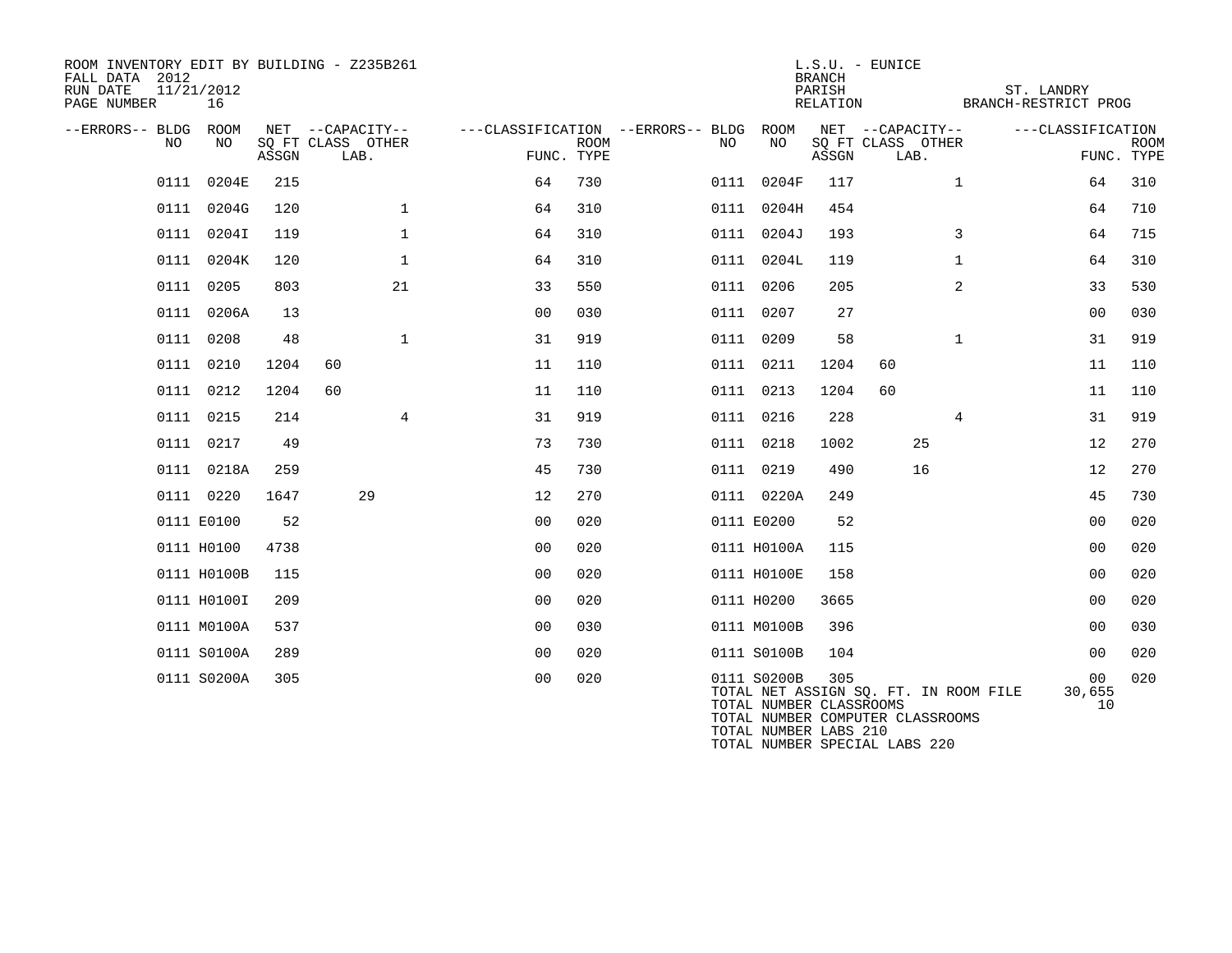ROOM INVENTORY EDIT BY BUILDING - Z235B261
FALL DATA 2012
RUN DATE 11/21/2012
PAGE NUMBER 16

L.S.U. - EUNICE
BRANCH
PARISH ST. LANDRY
RELATION BRANCH-RESTRICT PROG

| --ERRORS-- | BLDG NO | ROOM NO | NET SQ FT ASSGN | CAPACITY CLASS | CAPACITY LAB. | CAPACITY OTHER | FUNC. | ROOM TYPE | --ERRORS-- | BLDG NO | ROOM NO | NET SQ FT ASSGN | CAPACITY CLASS | CAPACITY LAB. | CAPACITY OTHER | FUNC. | ROOM TYPE |
|---|---|---|---|---|---|---|---|---|---|---|---|---|---|---|---|---|---|
| | 0111 | 0204E | 215 | | | | 64 | 730 | | 0111 | 0204F | 117 | | | 1 | 64 | 310 |
| | 0111 | 0204G | 120 | | | 1 | 64 | 310 | | 0111 | 0204H | 454 | | | | 64 | 710 |
| | 0111 | 0204I | 119 | | | 1 | 64 | 310 | | 0111 | 0204J | 193 | | | 3 | 64 | 715 |
| | 0111 | 0204K | 120 | | | 1 | 64 | 310 | | 0111 | 0204L | 119 | | | 1 | 64 | 310 |
| | 0111 | 0205 | 803 | | | 21 | 33 | 550 | | 0111 | 0206 | 205 | | | 2 | 33 | 530 |
| | 0111 | 0206A | 13 | | | | 00 | 030 | | 0111 | 0207 | 27 | | | | 00 | 030 |
| | 0111 | 0208 | 48 | | | 1 | 31 | 919 | | 0111 | 0209 | 58 | | | 1 | 31 | 919 |
| | 0111 | 0210 | 1204 | 60 | | | 11 | 110 | | 0111 | 0211 | 1204 | 60 | | | 11 | 110 |
| | 0111 | 0212 | 1204 | 60 | | | 11 | 110 | | 0111 | 0213 | 1204 | 60 | | | 11 | 110 |
| | 0111 | 0215 | 214 | | | 4 | 31 | 919 | | 0111 | 0216 | 228 | | | 4 | 31 | 919 |
| | 0111 | 0217 | 49 | | | | 73 | 730 | | 0111 | 0218 | 1002 | | 25 | | 12 | 270 |
| | 0111 | 0218A | 259 | | | | 45 | 730 | | 0111 | 0219 | 490 | | 16 | | 12 | 270 |
| | 0111 | 0220 | 1647 | | 29 | | 12 | 270 | | 0111 | 0220A | 249 | | | | 45 | 730 |
| | 0111 | E0100 | 52 | | | | 00 | 020 | | 0111 | E0200 | 52 | | | | 00 | 020 |
| | 0111 | H0100 | 4738 | | | | 00 | 020 | | 0111 | H0100A | 115 | | | | 00 | 020 |
| | 0111 | H0100B | 115 | | | | 00 | 020 | | 0111 | H0100E | 158 | | | | 00 | 020 |
| | 0111 | H0100I | 209 | | | | 00 | 020 | | 0111 | H0200 | 3665 | | | | 00 | 020 |
| | 0111 | M0100A | 537 | | | | 00 | 030 | | 0111 | M0100B | 396 | | | | 00 | 030 |
| | 0111 | S0100A | 289 | | | | 00 | 020 | | 0111 | S0100B | 104 | | | | 00 | 020 |
| | 0111 | S0200A | 305 | | | | 00 | 020 | | 0111 | S0200B | 305 | | | | 00 | 020 |

TOTAL NET ASSIGN SQ. FT. IN ROOM FILE 30,655
TOTAL NUMBER CLASSROOMS 10
TOTAL NUMBER COMPUTER CLASSROOMS
TOTAL NUMBER LABS 210
TOTAL NUMBER SPECIAL LABS 220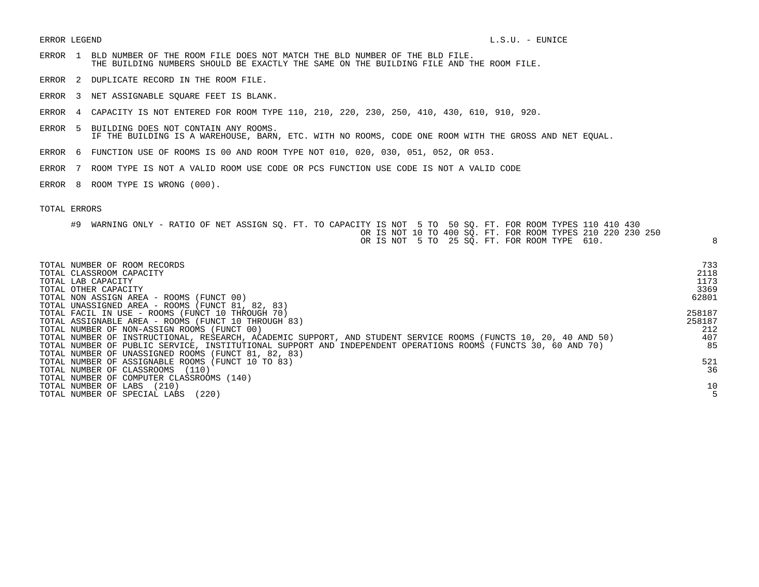ERROR LEGEND

L.S.U. - EUNICE

ERROR 1 BLD NUMBER OF THE ROOM FILE DOES NOT MATCH THE BLD NUMBER OF THE BLD FILE.
THE BUILDING NUMBERS SHOULD BE EXACTLY THE SAME ON THE BUILDING FILE AND THE ROOM FILE.

ERROR 2 DUPLICATE RECORD IN THE ROOM FILE.

ERROR 3 NET ASSIGNABLE SQUARE FEET IS BLANK.

ERROR 4 CAPACITY IS NOT ENTERED FOR ROOM TYPE 110, 210, 220, 230, 250, 410, 430, 610, 910, 920.

ERROR 5 BUILDING DOES NOT CONTAIN ANY ROOMS.
IF THE BUILDING IS A WAREHOUSE, BARN, ETC. WITH NO ROOMS, CODE ONE ROOM WITH THE GROSS AND NET EQUAL.

ERROR 6 FUNCTION USE OF ROOMS IS 00 AND ROOM TYPE NOT 010, 020, 030, 051, 052, OR 053.

ERROR 7 ROOM TYPE IS NOT A VALID ROOM USE CODE OR PCS FUNCTION USE CODE IS NOT A VALID CODE

ERROR 8 ROOM TYPE IS WRONG (000).

TOTAL ERRORS

| | |
|---|---|
| #9 WARNING ONLY - RATIO OF NET ASSIGN SQ. FT. TO CAPACITY IS NOT 5 TO 50 SQ. FT. FOR ROOM TYPES 110 410 430 OR IS NOT 10 TO 400 SQ. FT. FOR ROOM TYPES 210 220 230 250 OR IS NOT 5 TO 25 SQ. FT. FOR ROOM TYPE 610. | 8 |

| | |
|---|---|
| TOTAL NUMBER OF ROOM RECORDS | 733 |
| TOTAL CLASSROOM CAPACITY | 2118 |
| TOTAL LAB CAPACITY | 1173 |
| TOTAL OTHER CAPACITY | 3369 |
| TOTAL NON ASSIGN AREA - ROOMS (FUNCT 00) | 62801 |
| TOTAL UNASSIGNED AREA - ROOMS (FUNCT 81, 82, 83) | |
| TOTAL FACIL IN USE - ROOMS (FUNCT 10 THROUGH 70) | 258187 |
| TOTAL ASSIGNABLE AREA - ROOMS (FUNCT 10 THROUGH 83) | 258187 |
| TOTAL NUMBER OF NON-ASSIGN ROOMS (FUNCT 00) | 212 |
| TOTAL NUMBER OF INSTRUCTIONAL, RESEARCH, ACADEMIC SUPPORT, AND STUDENT SERVICE ROOMS (FUNCTS 10, 20, 40 AND 50) | 407 |
| TOTAL NUMBER OF PUBLIC SERVICE, INSTITUTIONAL SUPPORT AND INDEPENDENT OPERATIONS ROOMS (FUNCTS 30, 60 AND 70) | 85 |
| TOTAL NUMBER OF UNASSIGNED ROOMS (FUNCT 81, 82, 83) | |
| TOTAL NUMBER OF ASSIGNABLE ROOMS (FUNCT 10 TO 83) | 521 |
| TOTAL NUMBER OF CLASSROOMS (110) | 36 |
| TOTAL NUMBER OF COMPUTER CLASSROOMS (140) | |
| TOTAL NUMBER OF LABS (210) | 10 |
| TOTAL NUMBER OF SPECIAL LABS (220) | 5 |